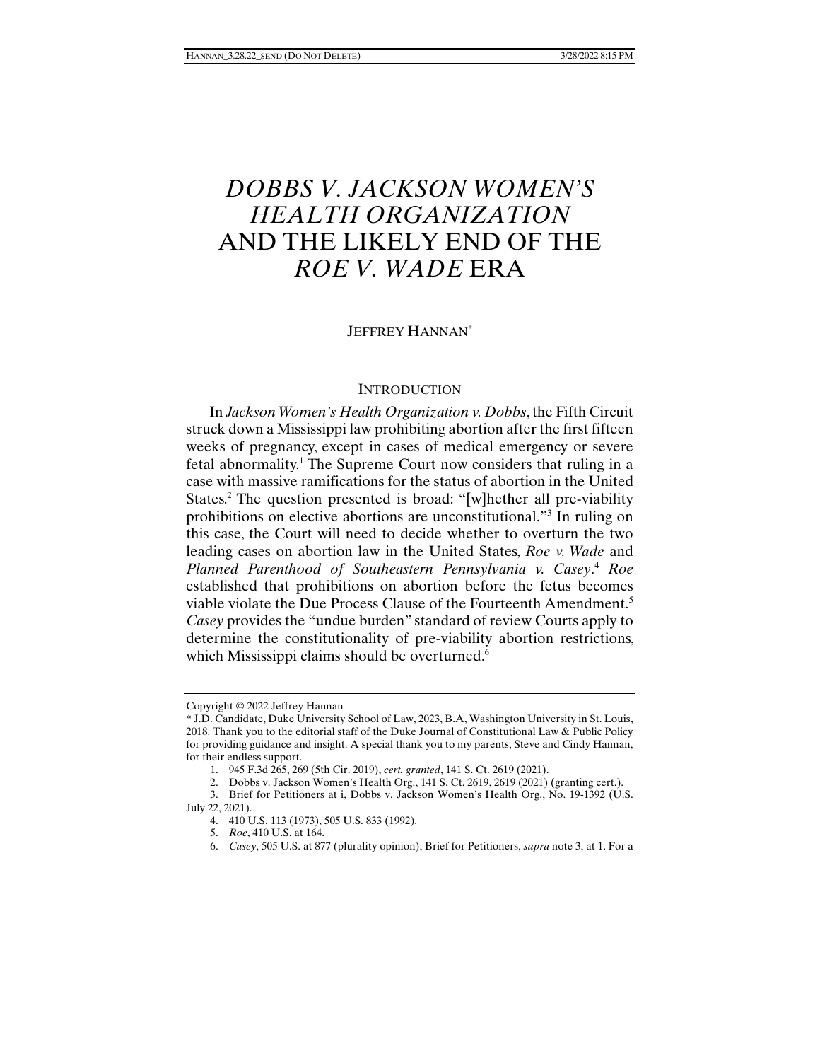# *DOBBS V. JACKSON WOMEN'S HEALTH ORGANIZATION* AND THE LIKELY END OF THE *ROE V. WADE* ERA

JEFFREY HANNAN*

## INTRODUCTION

In *Jackson Women's Health Organization v. Dobbs*, the Fifth Circuit struck down a Mississippi law prohibiting abortion after the first fifteen weeks of pregnancy, except in cases of medical emergency or severe fetal abnormality.[1] The Supreme Court now considers that ruling in a case with massive ramifications for the status of abortion in the United States.[2] The question presented is broad: "[w]hether all pre-viability prohibitions on elective abortions are unconstitutional."[3] In ruling on this case, the Court will need to decide whether to overturn the two leading cases on abortion law in the United States, *Roe v. Wade* and *Planned Parenthood of Southeastern Pennsylvania v. Casey*.[4] *Roe* established that prohibitions on abortion before the fetus becomes viable violate the Due Process Clause of the Fourteenth Amendment.[5] *Casey* provides the "undue burden" standard of review Courts apply to determine the constitutionality of pre-viability abortion restrictions, which Mississippi claims should be overturned.[6]

---

Copyright © 2022 Jeffrey Hannan

\* J.D. Candidate, Duke University School of Law, 2023, B.A, Washington University in St. Louis, 2018. Thank you to the editorial staff of the Duke Journal of Constitutional Law & Public Policy for providing guidance and insight. A special thank you to my parents, Steve and Cindy Hannan, for their endless support.

1. 945 F.3d 265, 269 (5th Cir. 2019), *cert. granted*, 141 S. Ct. 2619 (2021).
2. Dobbs v. Jackson Women's Health Org., 141 S. Ct. 2619, 2619 (2021) (granting cert.).
3. Brief for Petitioners at i, Dobbs v. Jackson Women's Health Org., No. 19-1392 (U.S. July 22, 2021).
4. 410 U.S. 113 (1973), 505 U.S. 833 (1992).
5. *Roe*, 410 U.S. at 164.
6. *Casey*, 505 U.S. at 877 (plurality opinion); Brief for Petitioners, *supra* note 3, at 1. For a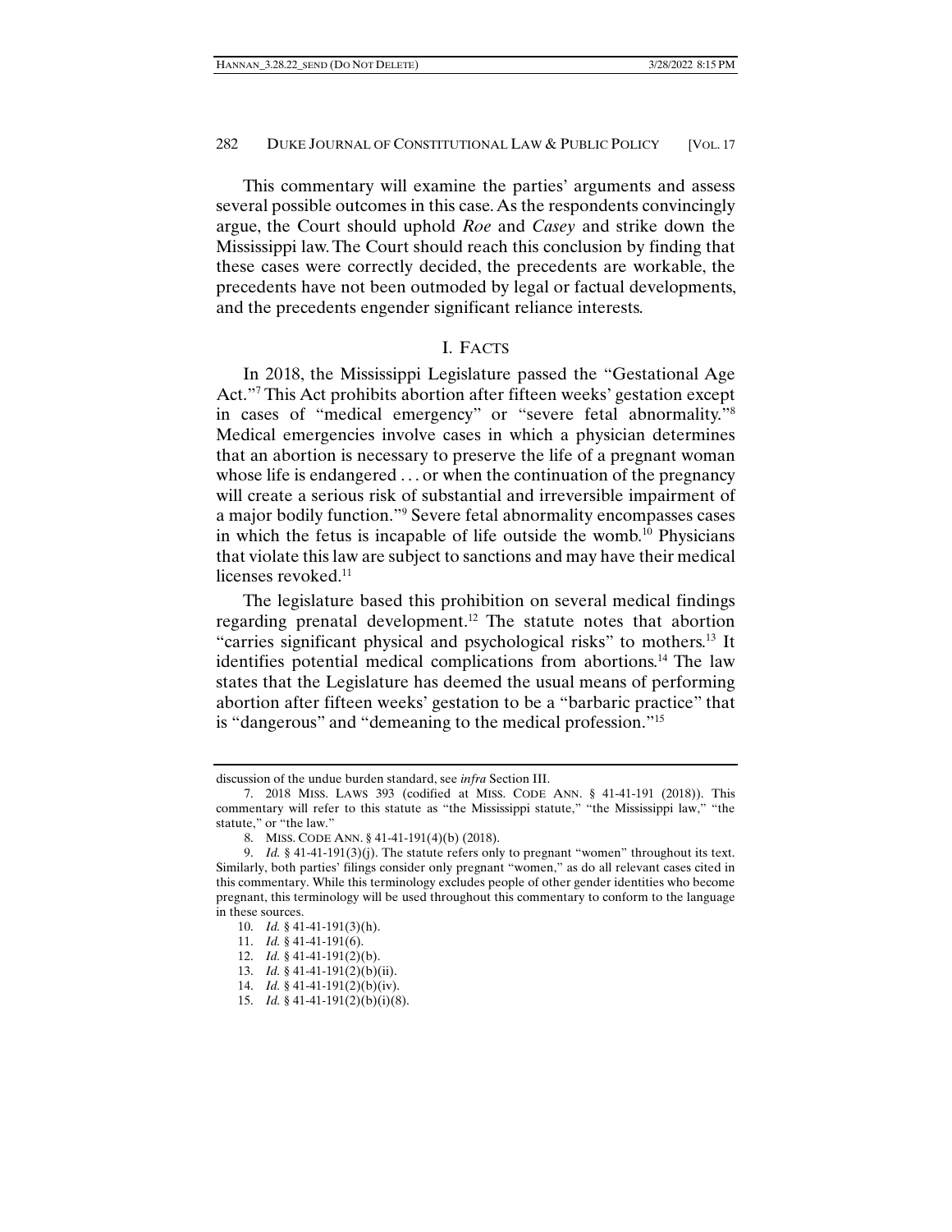This commentary will examine the parties' arguments and assess several possible outcomes in this case. As the respondents convincingly argue, the Court should uphold *Roe* and *Casey* and strike down the Mississippi law. The Court should reach this conclusion by finding that these cases were correctly decided, the precedents are workable, the precedents have not been outmoded by legal or factual developments, and the precedents engender significant reliance interests.

## I. FACTS

In 2018, the Mississippi Legislature passed the "Gestational Age Act."[7] This Act prohibits abortion after fifteen weeks' gestation except in cases of "medical emergency" or "severe fetal abnormality."[8] Medical emergencies involve cases in which a physician determines that an abortion is necessary to preserve the life of a pregnant woman whose life is endangered . . . or when the continuation of the pregnancy will create a serious risk of substantial and irreversible impairment of a major bodily function."[9] Severe fetal abnormality encompasses cases in which the fetus is incapable of life outside the womb.[10] Physicians that violate this law are subject to sanctions and may have their medical licenses revoked.[11]

The legislature based this prohibition on several medical findings regarding prenatal development.[12] The statute notes that abortion "carries significant physical and psychological risks" to mothers.[13] It identifies potential medical complications from abortions.[14] The law states that the Legislature has deemed the usual means of performing abortion after fifteen weeks' gestation to be a "barbaric practice" that is "dangerous" and "demeaning to the medical profession."[15]

---

discussion of the undue burden standard, see *infra* Section III.

7. 2018 MISS. LAWS 393 (codified at MISS. CODE ANN. § 41-41-191 (2018)). This commentary will refer to this statute as "the Mississippi statute," "the Mississippi law," "the statute," or "the law."

8. MISS. CODE ANN. § 41-41-191(4)(b) (2018).

9. *Id.* § 41-41-191(3)(j). The statute refers only to pregnant "women" throughout its text. Similarly, both parties' filings consider only pregnant "women," as do all relevant cases cited in this commentary. While this terminology excludes people of other gender identities who become pregnant, this terminology will be used throughout this commentary to conform to the language in these sources.

10. *Id.* § 41-41-191(3)(h).

11. *Id.* § 41-41-191(6).

12. *Id.* § 41-41-191(2)(b).

13. *Id.* § 41-41-191(2)(b)(ii).

14. *Id.* § 41-41-191(2)(b)(iv).

15. *Id.* § 41-41-191(2)(b)(i)(8).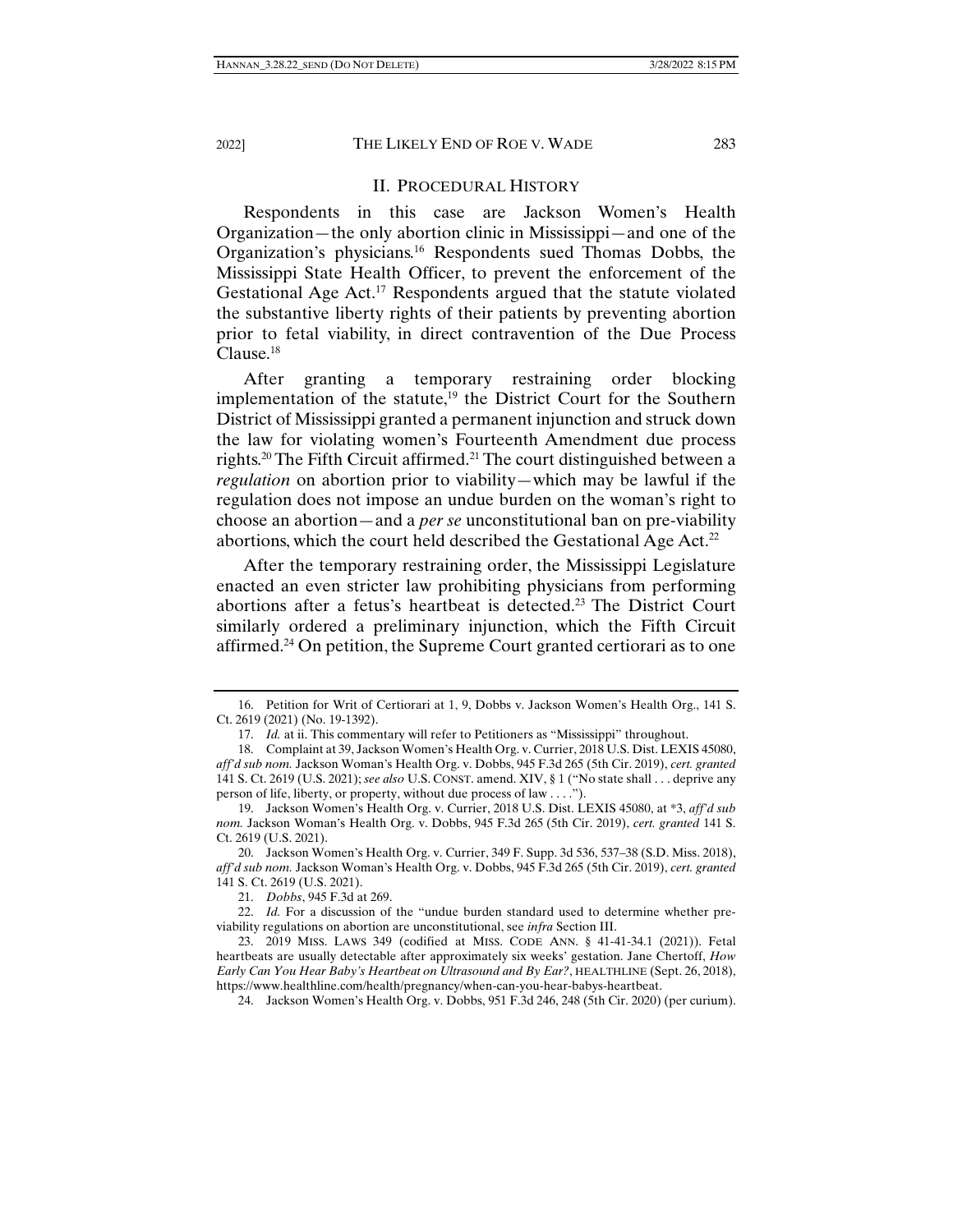## II. PROCEDURAL HISTORY

Respondents in this case are Jackson Women's Health Organization—the only abortion clinic in Mississippi—and one of the Organization's physicians.[16] Respondents sued Thomas Dobbs, the Mississippi State Health Officer, to prevent the enforcement of the Gestational Age Act.[17] Respondents argued that the statute violated the substantive liberty rights of their patients by preventing abortion prior to fetal viability, in direct contravention of the Due Process Clause.[18]

After granting a temporary restraining order blocking implementation of the statute,[19] the District Court for the Southern District of Mississippi granted a permanent injunction and struck down the law for violating women's Fourteenth Amendment due process rights.[20] The Fifth Circuit affirmed.[21] The court distinguished between a *regulation* on abortion prior to viability—which may be lawful if the regulation does not impose an undue burden on the woman's right to choose an abortion—and a *per se* unconstitutional ban on pre-viability abortions, which the court held described the Gestational Age Act.[22]

After the temporary restraining order, the Mississippi Legislature enacted an even stricter law prohibiting physicians from performing abortions after a fetus's heartbeat is detected.[23] The District Court similarly ordered a preliminary injunction, which the Fifth Circuit affirmed.[24] On petition, the Supreme Court granted certiorari as to one

---

16. Petition for Writ of Certiorari at 1, 9, Dobbs v. Jackson Women's Health Org., 141 S. Ct. 2619 (2021) (No. 19-1392).

17. *Id.* at ii. This commentary will refer to Petitioners as "Mississippi" throughout.

18. Complaint at 39, Jackson Women's Health Org. v. Currier, 2018 U.S. Dist. LEXIS 45080, *aff'd sub nom.* Jackson Woman's Health Org. v. Dobbs, 945 F.3d 265 (5th Cir. 2019), *cert. granted* 141 S. Ct. 2619 (U.S. 2021); *see also* U.S. CONST. amend. XIV, § 1 ("No state shall . . . deprive any person of life, liberty, or property, without due process of law . . . .").

19. Jackson Women's Health Org. v. Currier, 2018 U.S. Dist. LEXIS 45080, at *3, *aff'd sub nom.* Jackson Woman's Health Org. v. Dobbs, 945 F.3d 265 (5th Cir. 2019), *cert. granted* 141 S. Ct. 2619 (U.S. 2021).

20. Jackson Women's Health Org. v. Currier, 349 F. Supp. 3d 536, 537–38 (S.D. Miss. 2018), *aff'd sub nom.* Jackson Woman's Health Org. v. Dobbs, 945 F.3d 265 (5th Cir. 2019), *cert. granted* 141 S. Ct. 2619 (U.S. 2021).

21. *Dobbs*, 945 F.3d at 269.

22. *Id.* For a discussion of the "undue burden standard used to determine whether pre-viability regulations on abortion are unconstitutional, see *infra* Section III.

23. 2019 MISS. LAWS 349 (codified at MISS. CODE ANN. § 41-41-34.1 (2021)). Fetal heartbeats are usually detectable after approximately six weeks' gestation. Jane Chertoff, *How Early Can You Hear Baby's Heartbeat on Ultrasound and By Ear?*, HEALTHLINE (Sept. 26, 2018), https://www.healthline.com/health/pregnancy/when-can-you-hear-babys-heartbeat.

24. Jackson Women's Health Org. v. Dobbs, 951 F.3d 246, 248 (5th Cir. 2020) (per curium).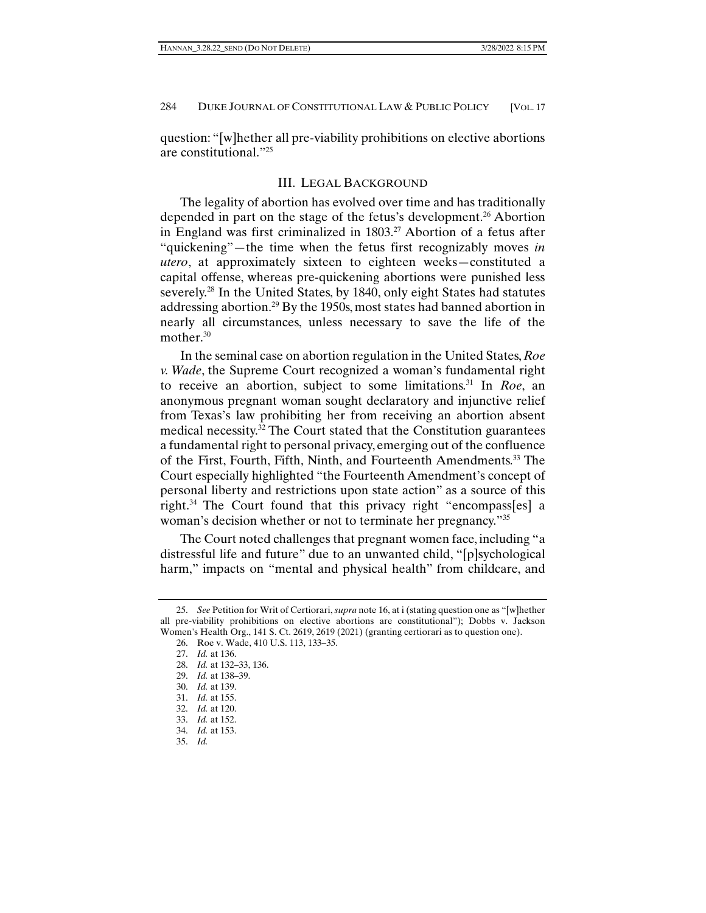question: "[w]hether all pre-viability prohibitions on elective abortions are constitutional."[25]

## III. LEGAL BACKGROUND

The legality of abortion has evolved over time and has traditionally depended in part on the stage of the fetus's development.[26] Abortion in England was first criminalized in 1803.[27] Abortion of a fetus after "quickening"—the time when the fetus first recognizably moves *in utero*, at approximately sixteen to eighteen weeks—constituted a capital offense, whereas pre-quickening abortions were punished less severely.[28] In the United States, by 1840, only eight States had statutes addressing abortion.[29] By the 1950s, most states had banned abortion in nearly all circumstances, unless necessary to save the life of the mother.[30]

In the seminal case on abortion regulation in the United States, *Roe v. Wade*, the Supreme Court recognized a woman's fundamental right to receive an abortion, subject to some limitations.[31] In *Roe*, an anonymous pregnant woman sought declaratory and injunctive relief from Texas's law prohibiting her from receiving an abortion absent medical necessity.[32] The Court stated that the Constitution guarantees a fundamental right to personal privacy, emerging out of the confluence of the First, Fourth, Fifth, Ninth, and Fourteenth Amendments.[33] The Court especially highlighted "the Fourteenth Amendment's concept of personal liberty and restrictions upon state action" as a source of this right.[34] The Court found that this privacy right "encompass[es] a woman's decision whether or not to terminate her pregnancy."[35]

The Court noted challenges that pregnant women face, including "a distressful life and future" due to an unwanted child, "[p]sychological harm," impacts on "mental and physical health" from childcare, and

---

25. *See* Petition for Writ of Certiorari, *supra* note 16, at i (stating question one as "[w]hether all pre-viability prohibitions on elective abortions are constitutional"); Dobbs v. Jackson Women's Health Org., 141 S. Ct. 2619, 2619 (2021) (granting certiorari as to question one).

26. Roe v. Wade, 410 U.S. 113, 133–35.

27. *Id.* at 136.

28. *Id.* at 132–33, 136.

29. *Id.* at 138–39.

30. *Id.* at 139.

31. *Id.* at 155.

32. *Id.* at 120.

33. *Id.* at 152.

34. *Id.* at 153.

35. *Id.*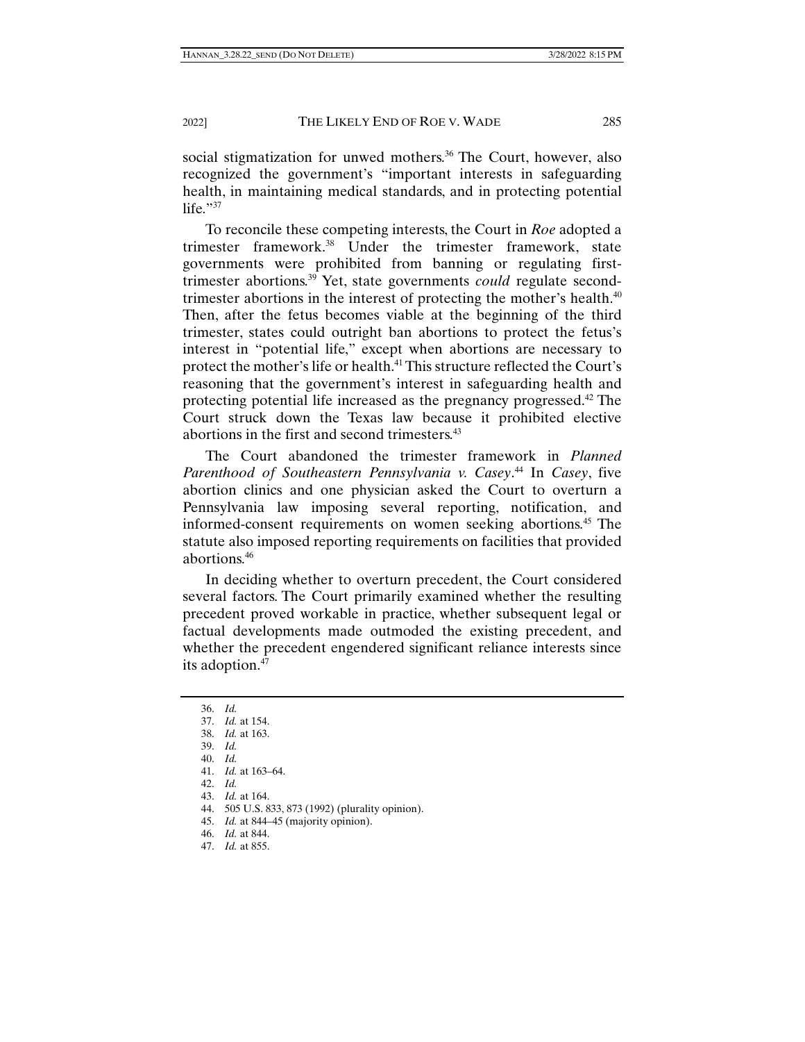social stigmatization for unwed mothers.[36] The Court, however, also recognized the government's "important interests in safeguarding health, in maintaining medical standards, and in protecting potential life."[37]

To reconcile these competing interests, the Court in *Roe* adopted a trimester framework.[38] Under the trimester framework, state governments were prohibited from banning or regulating first-trimester abortions.[39] Yet, state governments *could* regulate second-trimester abortions in the interest of protecting the mother's health.[40] Then, after the fetus becomes viable at the beginning of the third trimester, states could outright ban abortions to protect the fetus's interest in "potential life," except when abortions are necessary to protect the mother's life or health.[41] This structure reflected the Court's reasoning that the government's interest in safeguarding health and protecting potential life increased as the pregnancy progressed.[42] The Court struck down the Texas law because it prohibited elective abortions in the first and second trimesters.[43]

The Court abandoned the trimester framework in *Planned Parenthood of Southeastern Pennsylvania v. Casey*.[44] In *Casey*, five abortion clinics and one physician asked the Court to overturn a Pennsylvania law imposing several reporting, notification, and informed-consent requirements on women seeking abortions.[45] The statute also imposed reporting requirements on facilities that provided abortions.[46]

In deciding whether to overturn precedent, the Court considered several factors. The Court primarily examined whether the resulting precedent proved workable in practice, whether subsequent legal or factual developments made outmoded the existing precedent, and whether the precedent engendered significant reliance interests since its adoption.[47]

36. *Id.*
37. *Id.* at 154.
38. *Id.* at 163.
39. *Id.*
40. *Id.*
41. *Id.* at 163–64.
42. *Id.*
43. *Id.* at 164.
44. 505 U.S. 833, 873 (1992) (plurality opinion).
45. *Id.* at 844–45 (majority opinion).
46. *Id.* at 844.
47. *Id.* at 855.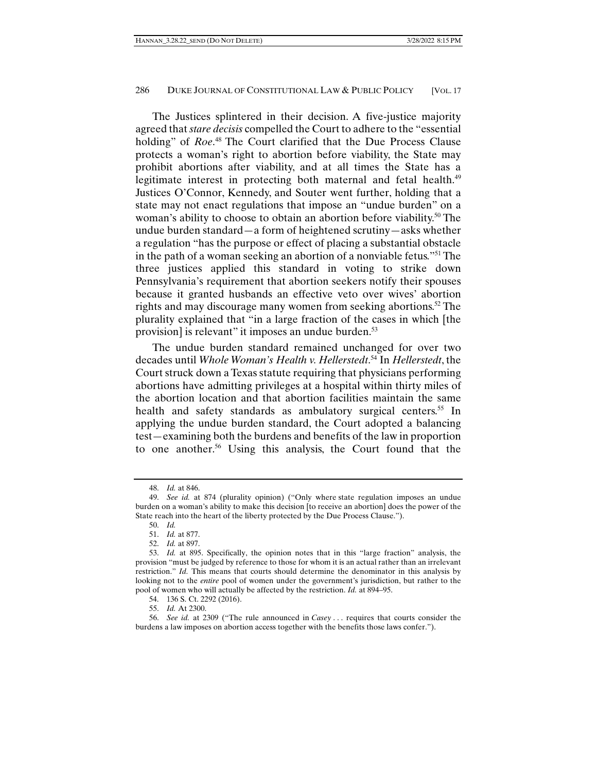The Justices splintered in their decision. A five-justice majority agreed that *stare decisis* compelled the Court to adhere to the "essential holding" of *Roe*.[48] The Court clarified that the Due Process Clause protects a woman's right to abortion before viability, the State may prohibit abortions after viability, and at all times the State has a legitimate interest in protecting both maternal and fetal health.[49] Justices O'Connor, Kennedy, and Souter went further, holding that a state may not enact regulations that impose an "undue burden" on a woman's ability to choose to obtain an abortion before viability.[50] The undue burden standard—a form of heightened scrutiny—asks whether a regulation "has the purpose or effect of placing a substantial obstacle in the path of a woman seeking an abortion of a nonviable fetus."[51] The three justices applied this standard in voting to strike down Pennsylvania's requirement that abortion seekers notify their spouses because it granted husbands an effective veto over wives' abortion rights and may discourage many women from seeking abortions.[52] The plurality explained that "in a large fraction of the cases in which [the provision] is relevant" it imposes an undue burden.[53]

The undue burden standard remained unchanged for over two decades until *Whole Woman's Health v. Hellerstedt*.[54] In *Hellerstedt*, the Court struck down a Texas statute requiring that physicians performing abortions have admitting privileges at a hospital within thirty miles of the abortion location and that abortion facilities maintain the same health and safety standards as ambulatory surgical centers.[55] In applying the undue burden standard, the Court adopted a balancing test—examining both the burdens and benefits of the law in proportion to one another.[56] Using this analysis, the Court found that the

---

48. *Id.* at 846.

49. *See id.* at 874 (plurality opinion) ("Only where state regulation imposes an undue burden on a woman's ability to make this decision [to receive an abortion] does the power of the State reach into the heart of the liberty protected by the Due Process Clause.").

50. *Id.*

51. *Id.* at 877.

52. *Id.* at 897.

53. *Id.* at 895. Specifically, the opinion notes that in this "large fraction" analysis, the provision "must be judged by reference to those for whom it is an actual rather than an irrelevant restriction." *Id.* This means that courts should determine the denominator in this analysis by looking not to the *entire* pool of women under the government's jurisdiction, but rather to the pool of women who will actually be affected by the restriction. *Id.* at 894–95.

54. 136 S. Ct. 2292 (2016).

55. *Id.* At 2300.

56. *See id.* at 2309 ("The rule announced in *Casey* . . . requires that courts consider the burdens a law imposes on abortion access together with the benefits those laws confer.").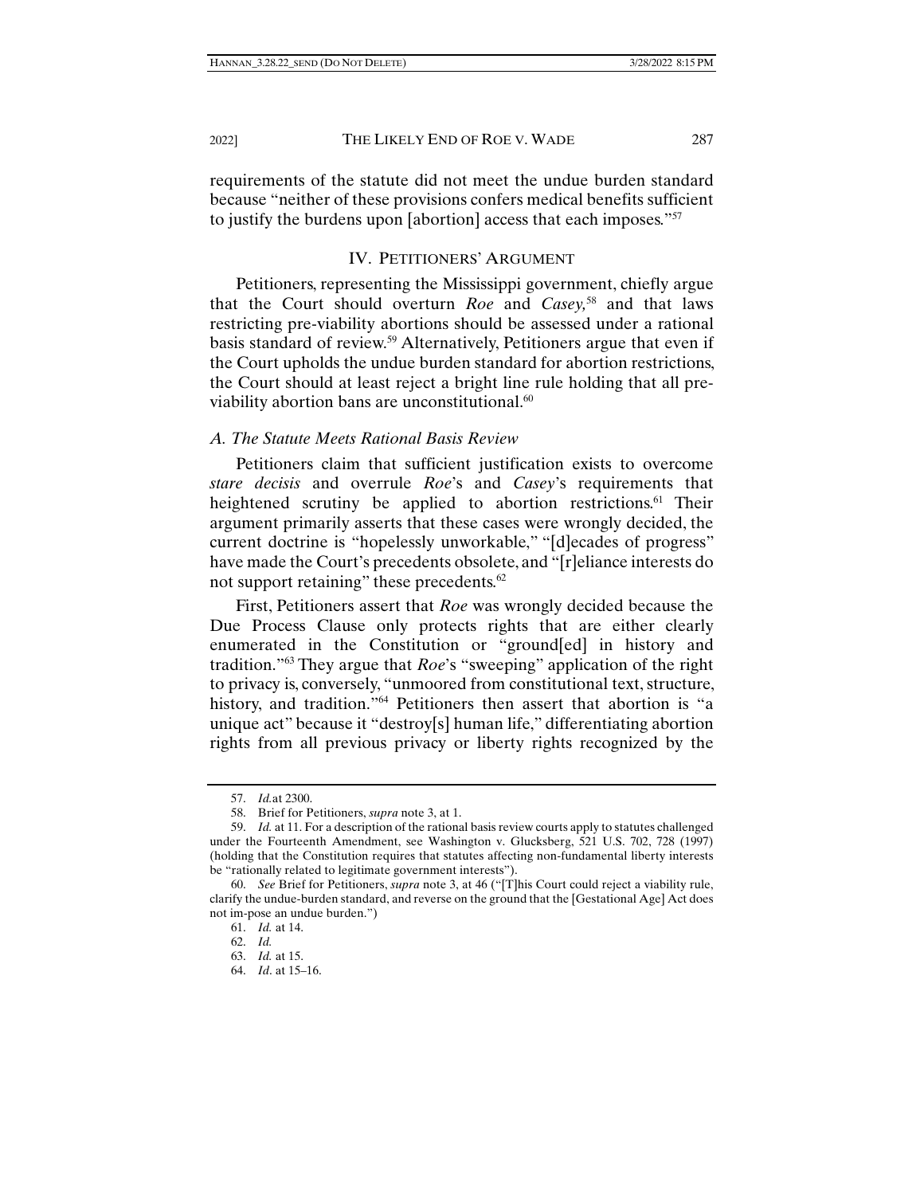requirements of the statute did not meet the undue burden standard because "neither of these provisions confers medical benefits sufficient to justify the burdens upon [abortion] access that each imposes."[57]

## IV. Petitioners' Argument

Petitioners, representing the Mississippi government, chiefly argue that the Court should overturn *Roe* and *Casey*,[58] and that laws restricting pre-viability abortions should be assessed under a rational basis standard of review.[59] Alternatively, Petitioners argue that even if the Court upholds the undue burden standard for abortion restrictions, the Court should at least reject a bright line rule holding that all pre-viability abortion bans are unconstitutional.[60]

### *A. The Statute Meets Rational Basis Review*

Petitioners claim that sufficient justification exists to overcome *stare decisis* and overrule *Roe*'s and *Casey*'s requirements that heightened scrutiny be applied to abortion restrictions.[61] Their argument primarily asserts that these cases were wrongly decided, the current doctrine is "hopelessly unworkable," "[d]ecades of progress" have made the Court's precedents obsolete, and "[r]eliance interests do not support retaining" these precedents.[62]

First, Petitioners assert that *Roe* was wrongly decided because the Due Process Clause only protects rights that are either clearly enumerated in the Constitution or "ground[ed] in history and tradition."[63] They argue that *Roe*'s "sweeping" application of the right to privacy is, conversely, "unmoored from constitutional text, structure, history, and tradition."[64] Petitioners then assert that abortion is "a unique act" because it "destroy[s] human life," differentiating abortion rights from all previous privacy or liberty rights recognized by the

---

57. *Id.* at 2300.

58. Brief for Petitioners, *supra* note 3, at 1.

59. *Id.* at 11. For a description of the rational basis review courts apply to statutes challenged under the Fourteenth Amendment, see Washington v. Glucksberg, 521 U.S. 702, 728 (1997) (holding that the Constitution requires that statutes affecting non-fundamental liberty interests be "rationally related to legitimate government interests").

60. *See* Brief for Petitioners, *supra* note 3, at 46 ("[T]his Court could reject a viability rule, clarify the undue-burden standard, and reverse on the ground that the [Gestational Age] Act does not im-pose an undue burden.")

61. *Id.* at 14.

62. *Id.*

63. *Id.* at 15.

64. *Id*. at 15–16.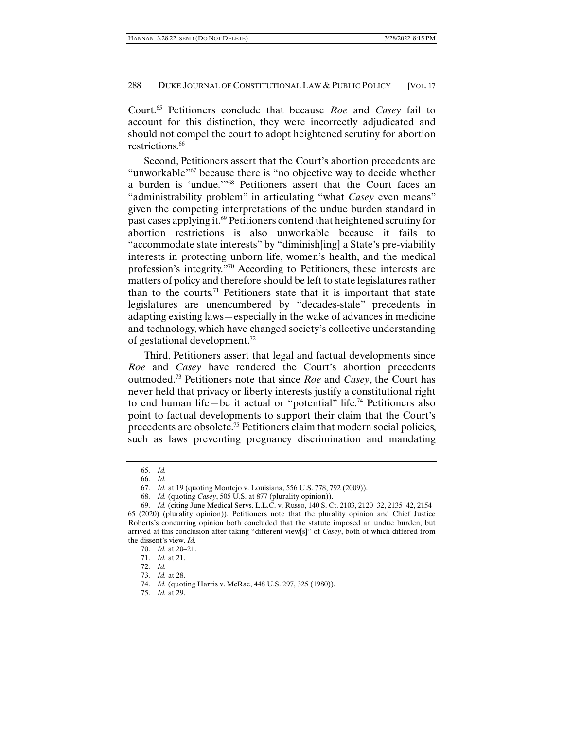Court.[65] Petitioners conclude that because *Roe* and *Casey* fail to account for this distinction, they were incorrectly adjudicated and should not compel the court to adopt heightened scrutiny for abortion restrictions.[66]

Second, Petitioners assert that the Court's abortion precedents are "unworkable"[67] because there is "no objective way to decide whether a burden is 'undue.'"[68] Petitioners assert that the Court faces an "administrability problem" in articulating "what *Casey* even means" given the competing interpretations of the undue burden standard in past cases applying it.[69] Petitioners contend that heightened scrutiny for abortion restrictions is also unworkable because it fails to "accommodate state interests" by "diminish[ing] a State's pre-viability interests in protecting unborn life, women's health, and the medical profession's integrity."[70] According to Petitioners, these interests are matters of policy and therefore should be left to state legislatures rather than to the courts.[71] Petitioners state that it is important that state legislatures are unencumbered by "decades-stale" precedents in adapting existing laws—especially in the wake of advances in medicine and technology, which have changed society's collective understanding of gestational development.[72]

Third, Petitioners assert that legal and factual developments since *Roe* and *Casey* have rendered the Court's abortion precedents outmoded.[73] Petitioners note that since *Roe* and *Casey*, the Court has never held that privacy or liberty interests justify a constitutional right to end human life—be it actual or "potential" life.[74] Petitioners also point to factual developments to support their claim that the Court's precedents are obsolete.[75] Petitioners claim that modern social policies, such as laws preventing pregnancy discrimination and mandating

---

65. *Id.*

66. *Id.*

67. *Id.* at 19 (quoting Montejo v. Louisiana, 556 U.S. 778, 792 (2009)).

68. *Id.* (quoting *Casey*, 505 U.S. at 877 (plurality opinion)).

69. *Id.* (citing June Medical Servs. L.L.C. v. Russo, 140 S. Ct. 2103, 2120–32, 2135–42, 2154–65 (2020) (plurality opinion)). Petitioners note that the plurality opinion and Chief Justice Roberts's concurring opinion both concluded that the statute imposed an undue burden, but arrived at this conclusion after taking "different view[s]" of *Casey*, both of which differed from the dissent's view. *Id.*

70. *Id.* at 20–21.

71. *Id.* at 21.

72. *Id.*

73. *Id.* at 28.

74. *Id.* (quoting Harris v. McRae, 448 U.S. 297, 325 (1980)).

75. *Id.* at 29.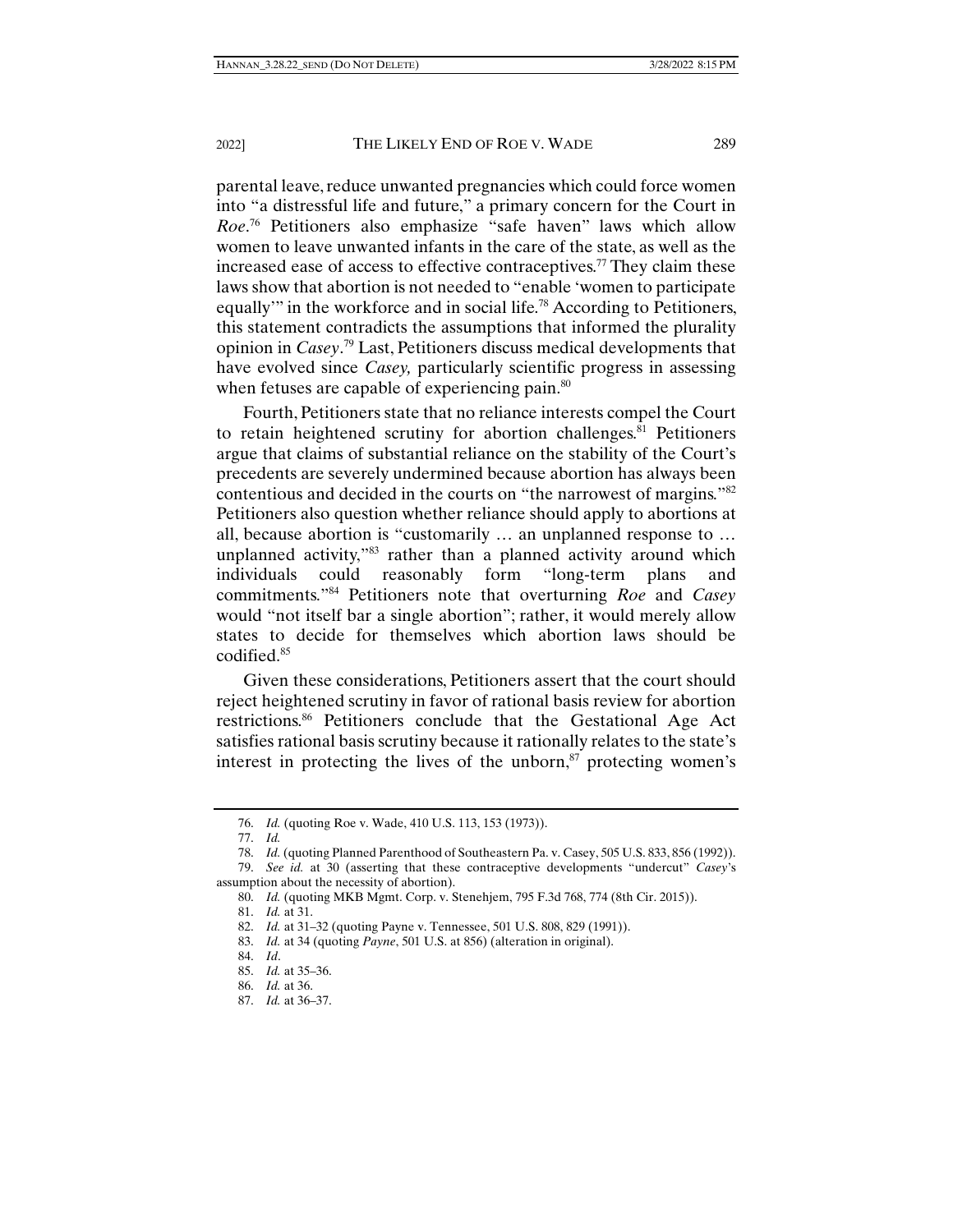parental leave, reduce unwanted pregnancies which could force women into "a distressful life and future," a primary concern for the Court in *Roe*.[76] Petitioners also emphasize "safe haven" laws which allow women to leave unwanted infants in the care of the state, as well as the increased ease of access to effective contraceptives.[77] They claim these laws show that abortion is not needed to "enable 'women to participate equally'" in the workforce and in social life.[78] According to Petitioners, this statement contradicts the assumptions that informed the plurality opinion in *Casey*.[79] Last, Petitioners discuss medical developments that have evolved since *Casey,* particularly scientific progress in assessing when fetuses are capable of experiencing pain.[80]

Fourth, Petitioners state that no reliance interests compel the Court to retain heightened scrutiny for abortion challenges.[81] Petitioners argue that claims of substantial reliance on the stability of the Court's precedents are severely undermined because abortion has always been contentious and decided in the courts on "the narrowest of margins."[82] Petitioners also question whether reliance should apply to abortions at all, because abortion is "customarily … an unplanned response to … unplanned activity,"[83] rather than a planned activity around which individuals could reasonably form "long-term plans and commitments."[84] Petitioners note that overturning *Roe* and *Casey* would "not itself bar a single abortion"; rather, it would merely allow states to decide for themselves which abortion laws should be codified.[85]

Given these considerations, Petitioners assert that the court should reject heightened scrutiny in favor of rational basis review for abortion restrictions.[86] Petitioners conclude that the Gestational Age Act satisfies rational basis scrutiny because it rationally relates to the state's interest in protecting the lives of the unborn,[87] protecting women's

---

76. *Id.* (quoting Roe v. Wade, 410 U.S. 113, 153 (1973)).

77. *Id.*

78. *Id.* (quoting Planned Parenthood of Southeastern Pa. v. Casey, 505 U.S. 833, 856 (1992)).

79. *See id.* at 30 (asserting that these contraceptive developments "undercut" *Casey*'s assumption about the necessity of abortion).

80. *Id.* (quoting MKB Mgmt. Corp. v. Stenehjem, 795 F.3d 768, 774 (8th Cir. 2015)).

81. *Id.* at 31.

82. *Id.* at 31–32 (quoting Payne v. Tennessee, 501 U.S. 808, 829 (1991)).

83. *Id.* at 34 (quoting *Payne*, 501 U.S. at 856) (alteration in original).

84. *Id*.

85. *Id.* at 35–36.

86. *Id.* at 36.

87. *Id.* at 36–37.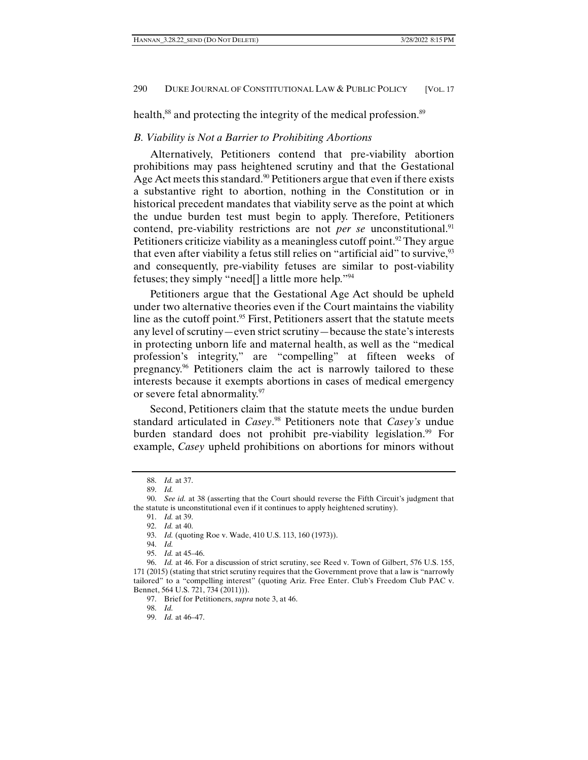health,[88] and protecting the integrity of the medical profession.[89]

### *B. Viability is Not a Barrier to Prohibiting Abortions*

Alternatively, Petitioners contend that pre-viability abortion prohibitions may pass heightened scrutiny and that the Gestational Age Act meets this standard.[90] Petitioners argue that even if there exists a substantive right to abortion, nothing in the Constitution or in historical precedent mandates that viability serve as the point at which the undue burden test must begin to apply. Therefore, Petitioners contend, pre-viability restrictions are not *per se* unconstitutional.[91] Petitioners criticize viability as a meaningless cutoff point.[92] They argue that even after viability a fetus still relies on "artificial aid" to survive,[93] and consequently, pre-viability fetuses are similar to post-viability fetuses; they simply "need[] a little more help."[94]

Petitioners argue that the Gestational Age Act should be upheld under two alternative theories even if the Court maintains the viability line as the cutoff point.[95] First, Petitioners assert that the statute meets any level of scrutiny—even strict scrutiny—because the state's interests in protecting unborn life and maternal health, as well as the "medical profession's integrity," are "compelling" at fifteen weeks of pregnancy.[96] Petitioners claim the act is narrowly tailored to these interests because it exempts abortions in cases of medical emergency or severe fetal abnormality.[97]

Second, Petitioners claim that the statute meets the undue burden standard articulated in *Casey*.[98] Petitioners note that *Casey's* undue burden standard does not prohibit pre-viability legislation.[99] For example, *Casey* upheld prohibitions on abortions for minors without

---

88. *Id.* at 37.

89. *Id.*

90. *See id.* at 38 (asserting that the Court should reverse the Fifth Circuit's judgment that the statute is unconstitutional even if it continues to apply heightened scrutiny).

91. *Id.* at 39.

92. *Id.* at 40.

93. *Id.* (quoting Roe v. Wade, 410 U.S. 113, 160 (1973)).

94. *Id.*

95. *Id.* at 45–46.

96. *Id.* at 46. For a discussion of strict scrutiny, see Reed v. Town of Gilbert, 576 U.S. 155, 171 (2015) (stating that strict scrutiny requires that the Government prove that a law is "narrowly tailored" to a "compelling interest" (quoting Ariz. Free Enter. Club's Freedom Club PAC v. Bennet, 564 U.S. 721, 734 (2011))).

97. Brief for Petitioners, *supra* note 3, at 46.

98. *Id.*

99. *Id.* at 46–47.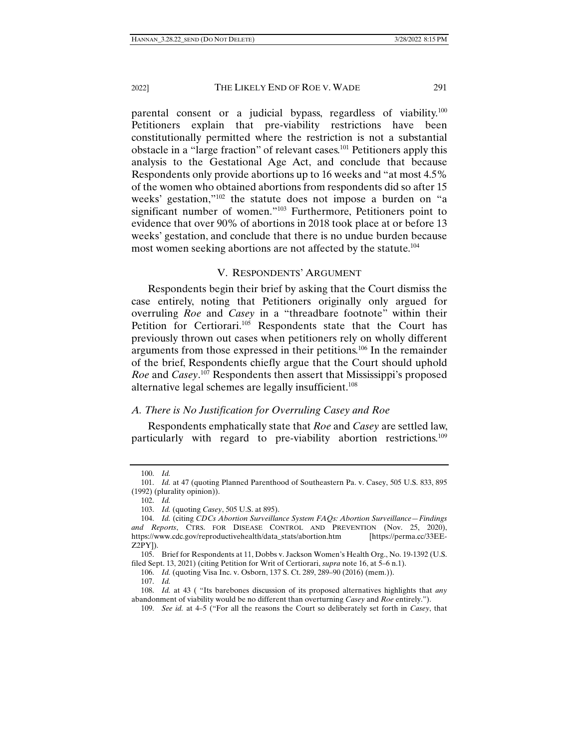parental consent or a judicial bypass, regardless of viability.[100] Petitioners explain that pre-viability restrictions have been constitutionally permitted where the restriction is not a substantial obstacle in a "large fraction" of relevant cases.[101] Petitioners apply this analysis to the Gestational Age Act, and conclude that because Respondents only provide abortions up to 16 weeks and "at most 4.5% of the women who obtained abortions from respondents did so after 15 weeks' gestation,"[102] the statute does not impose a burden on "a significant number of women."[103] Furthermore, Petitioners point to evidence that over 90% of abortions in 2018 took place at or before 13 weeks' gestation, and conclude that there is no undue burden because most women seeking abortions are not affected by the statute.[104]

## V. RESPONDENTS' ARGUMENT

Respondents begin their brief by asking that the Court dismiss the case entirely, noting that Petitioners originally only argued for overruling *Roe* and *Casey* in a "threadbare footnote" within their Petition for Certiorari.[105] Respondents state that the Court has previously thrown out cases when petitioners rely on wholly different arguments from those expressed in their petitions.[106] In the remainder of the brief, Respondents chiefly argue that the Court should uphold *Roe* and *Casey*.[107] Respondents then assert that Mississippi's proposed alternative legal schemes are legally insufficient.[108]

### *A. There is No Justification for Overruling Casey and Roe*

Respondents emphatically state that *Roe* and *Casey* are settled law, particularly with regard to pre-viability abortion restrictions.[109]

---

100. *Id.*

101. *Id.* at 47 (quoting Planned Parenthood of Southeastern Pa. v. Casey, 505 U.S. 833, 895 (1992) (plurality opinion)).

102. *Id.*

103. *Id.* (quoting *Casey*, 505 U.S. at 895).

104. *Id.* (citing *CDCs Abortion Surveillance System FAQs: Abortion Surveillance—Findings and Reports*, CTRS. FOR DISEASE CONTROL AND PREVENTION (Nov. 25, 2020), https://www.cdc.gov/reproductivehealth/data_stats/abortion.htm [https://perma.cc/33EE-Z2PY]).

105. Brief for Respondents at 11, Dobbs v. Jackson Women's Health Org., No. 19-1392 (U.S. filed Sept. 13, 2021) (citing Petition for Writ of Certiorari, *supra* note 16, at 5–6 n.1).

106. *Id.* (quoting Visa Inc. v. Osborn, 137 S. Ct. 289, 289–90 (2016) (mem.)).

107. *Id.*

108. *Id.* at 43 ( "Its barebones discussion of its proposed alternatives highlights that *any* abandonment of viability would be no different than overturning *Casey* and *Roe* entirely.").

109. *See id.* at 4–5 ("For all the reasons the Court so deliberately set forth in *Casey*, that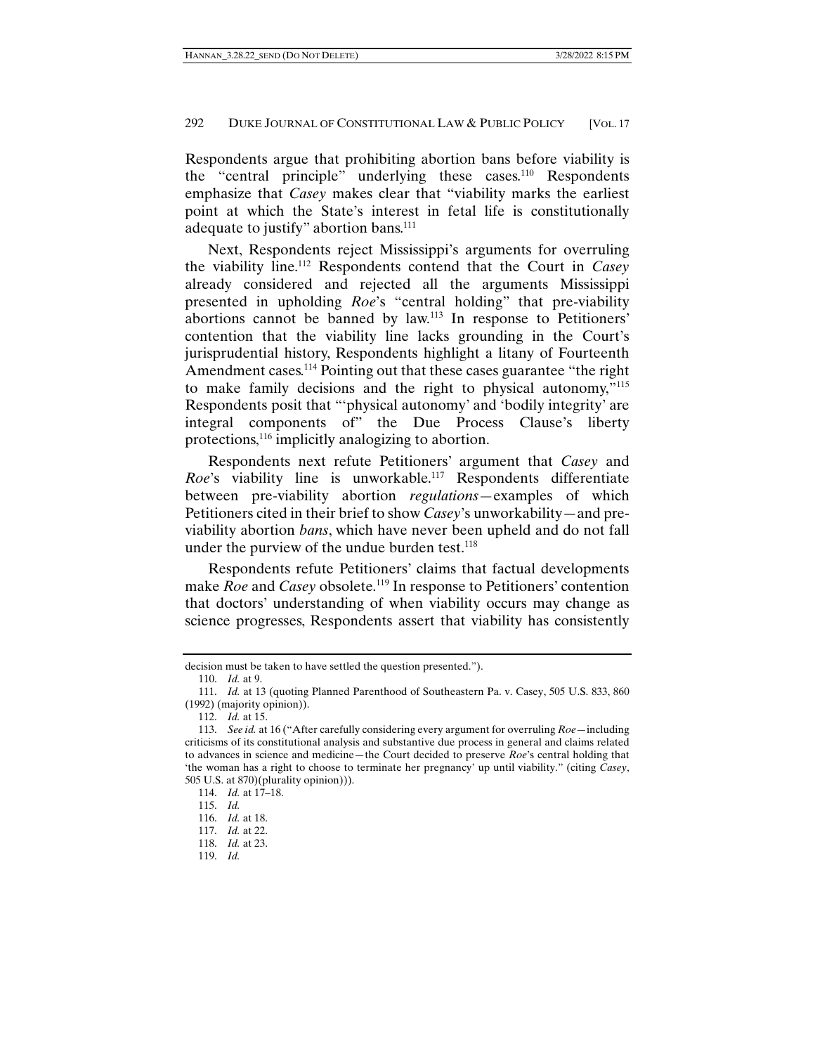Respondents argue that prohibiting abortion bans before viability is the "central principle" underlying these cases.[110] Respondents emphasize that *Casey* makes clear that "viability marks the earliest point at which the State's interest in fetal life is constitutionally adequate to justify" abortion bans.[111]

Next, Respondents reject Mississippi's arguments for overruling the viability line.[112] Respondents contend that the Court in *Casey* already considered and rejected all the arguments Mississippi presented in upholding *Roe*'s "central holding" that pre-viability abortions cannot be banned by law.[113] In response to Petitioners' contention that the viability line lacks grounding in the Court's jurisprudential history, Respondents highlight a litany of Fourteenth Amendment cases.[114] Pointing out that these cases guarantee "the right to make family decisions and the right to physical autonomy,"[115] Respondents posit that "'physical autonomy' and 'bodily integrity' are integral components of" the Due Process Clause's liberty protections,[116] implicitly analogizing to abortion.

Respondents next refute Petitioners' argument that *Casey* and *Roe*'s viability line is unworkable.[117] Respondents differentiate between pre-viability abortion *regulations*—examples of which Petitioners cited in their brief to show *Casey*'s unworkability—and pre-viability abortion *bans*, which have never been upheld and do not fall under the purview of the undue burden test.[118]

Respondents refute Petitioners' claims that factual developments make *Roe* and *Casey* obsolete.[119] In response to Petitioners' contention that doctors' understanding of when viability occurs may change as science progresses, Respondents assert that viability has consistently

---

decision must be taken to have settled the question presented.").

110. *Id.* at 9.

111. *Id.* at 13 (quoting Planned Parenthood of Southeastern Pa. v. Casey, 505 U.S. 833, 860 (1992) (majority opinion)).

112. *Id.* at 15.

113. *See id.* at 16 ("After carefully considering every argument for overruling *Roe*—including criticisms of its constitutional analysis and substantive due process in general and claims related to advances in science and medicine—the Court decided to preserve *Roe*'s central holding that 'the woman has a right to choose to terminate her pregnancy' up until viability." (citing *Casey*, 505 U.S. at 870)(plurality opinion))).

114. *Id.* at 17–18.

115. *Id.*

116. *Id.* at 18.

117. *Id.* at 22.

118. *Id.* at 23.

119. *Id.*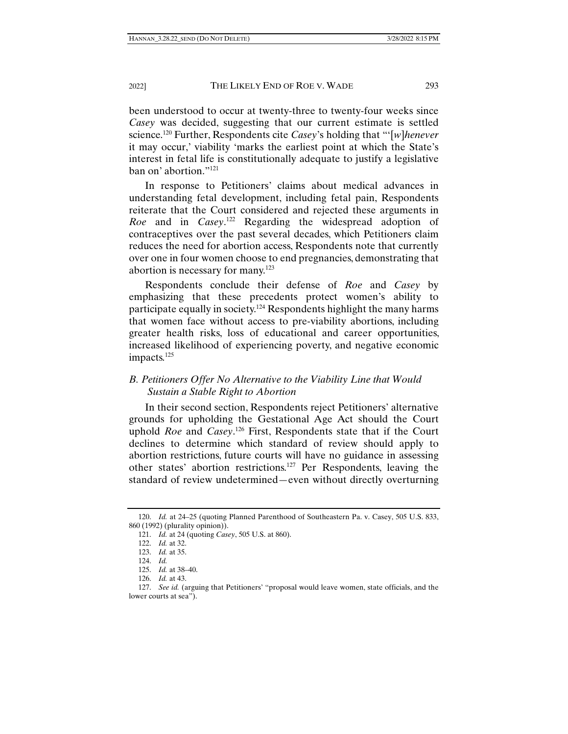been understood to occur at twenty-three to twenty-four weeks since *Casey* was decided, suggesting that our current estimate is settled science.[120] Further, Respondents cite *Casey*'s holding that "'[*w*]*henever* it may occur,' viability 'marks the earliest point at which the State's interest in fetal life is constitutionally adequate to justify a legislative ban on' abortion."[121]

In response to Petitioners' claims about medical advances in understanding fetal development, including fetal pain, Respondents reiterate that the Court considered and rejected these arguments in *Roe* and in *Casey*.[122] Regarding the widespread adoption of contraceptives over the past several decades, which Petitioners claim reduces the need for abortion access, Respondents note that currently over one in four women choose to end pregnancies, demonstrating that abortion is necessary for many.[123]

Respondents conclude their defense of *Roe* and *Casey* by emphasizing that these precedents protect women's ability to participate equally in society.[124] Respondents highlight the many harms that women face without access to pre-viability abortions, including greater health risks, loss of educational and career opportunities, increased likelihood of experiencing poverty, and negative economic impacts.[125]

### *B. Petitioners Offer No Alternative to the Viability Line that Would Sustain a Stable Right to Abortion*

In their second section, Respondents reject Petitioners' alternative grounds for upholding the Gestational Age Act should the Court uphold *Roe* and *Casey*.[126] First, Respondents state that if the Court declines to determine which standard of review should apply to abortion restrictions, future courts will have no guidance in assessing other states' abortion restrictions.[127] Per Respondents, leaving the standard of review undetermined—even without directly overturning

---

120. *Id.* at 24–25 (quoting Planned Parenthood of Southeastern Pa. v. Casey, 505 U.S. 833, 860 (1992) (plurality opinion)).

121. *Id.* at 24 (quoting *Casey*, 505 U.S. at 860).

122. *Id.* at 32.

123. *Id.* at 35.

124. *Id.*

125. *Id.* at 38–40.

126. *Id.* at 43.

127. *See id.* (arguing that Petitioners' "proposal would leave women, state officials, and the lower courts at sea").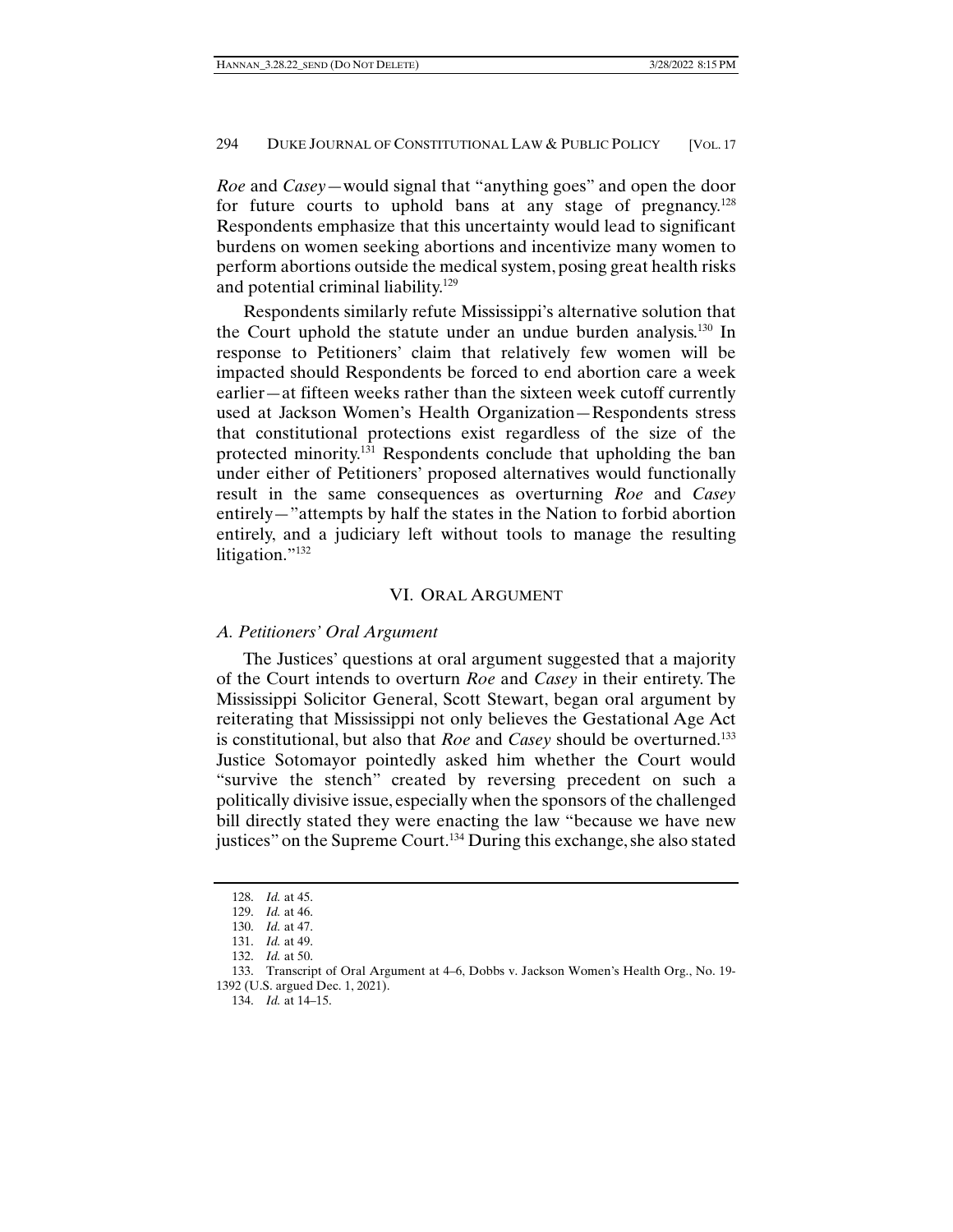*Roe* and *Casey*—would signal that "anything goes" and open the door for future courts to uphold bans at any stage of pregnancy.[128] Respondents emphasize that this uncertainty would lead to significant burdens on women seeking abortions and incentivize many women to perform abortions outside the medical system, posing great health risks and potential criminal liability.[129]

Respondents similarly refute Mississippi's alternative solution that the Court uphold the statute under an undue burden analysis.[130] In response to Petitioners' claim that relatively few women will be impacted should Respondents be forced to end abortion care a week earlier—at fifteen weeks rather than the sixteen week cutoff currently used at Jackson Women's Health Organization—Respondents stress that constitutional protections exist regardless of the size of the protected minority.[131] Respondents conclude that upholding the ban under either of Petitioners' proposed alternatives would functionally result in the same consequences as overturning *Roe* and *Casey* entirely—"attempts by half the states in the Nation to forbid abortion entirely, and a judiciary left without tools to manage the resulting litigation."[132]

## VI. Oral Argument

### *A. Petitioners' Oral Argument*

The Justices' questions at oral argument suggested that a majority of the Court intends to overturn *Roe* and *Casey* in their entirety. The Mississippi Solicitor General, Scott Stewart, began oral argument by reiterating that Mississippi not only believes the Gestational Age Act is constitutional, but also that *Roe* and *Casey* should be overturned.[133] Justice Sotomayor pointedly asked him whether the Court would "survive the stench" created by reversing precedent on such a politically divisive issue, especially when the sponsors of the challenged bill directly stated they were enacting the law "because we have new justices" on the Supreme Court.[134] During this exchange, she also stated

---

128. *Id.* at 45.

129. *Id.* at 46.

130. *Id.* at 47.

131. *Id.* at 49.

132. *Id.* at 50.

133. Transcript of Oral Argument at 4–6, Dobbs v. Jackson Women's Health Org., No. 19-1392 (U.S. argued Dec. 1, 2021).

134. *Id.* at 14–15.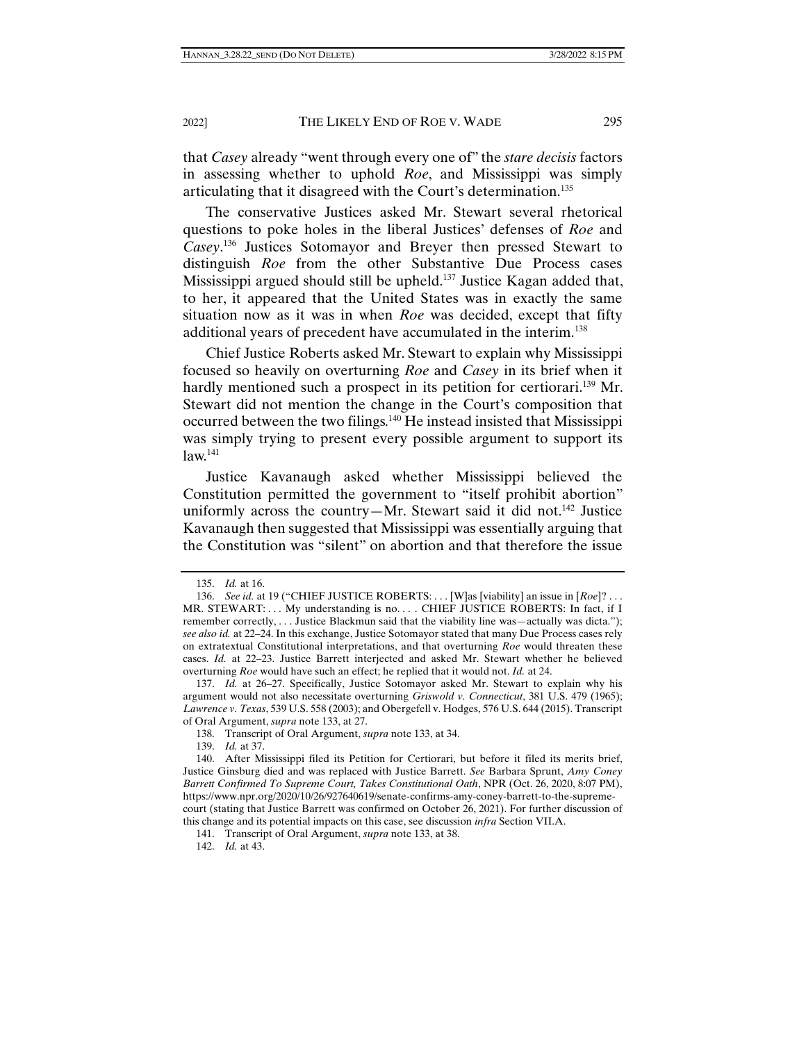that *Casey* already "went through every one of" the *stare decisis* factors in assessing whether to uphold *Roe*, and Mississippi was simply articulating that it disagreed with the Court's determination.[135]

The conservative Justices asked Mr. Stewart several rhetorical questions to poke holes in the liberal Justices' defenses of *Roe* and *Casey*.[136] Justices Sotomayor and Breyer then pressed Stewart to distinguish *Roe* from the other Substantive Due Process cases Mississippi argued should still be upheld.[137] Justice Kagan added that, to her, it appeared that the United States was in exactly the same situation now as it was in when *Roe* was decided, except that fifty additional years of precedent have accumulated in the interim.[138]

Chief Justice Roberts asked Mr. Stewart to explain why Mississippi focused so heavily on overturning *Roe* and *Casey* in its brief when it hardly mentioned such a prospect in its petition for certiorari.[139] Mr. Stewart did not mention the change in the Court's composition that occurred between the two filings.[140] He instead insisted that Mississippi was simply trying to present every possible argument to support its law.[141]

Justice Kavanaugh asked whether Mississippi believed the Constitution permitted the government to "itself prohibit abortion" uniformly across the country—Mr. Stewart said it did not.[142] Justice Kavanaugh then suggested that Mississippi was essentially arguing that the Constitution was "silent" on abortion and that therefore the issue

---

135. *Id.* at 16.

136. *See id.* at 19 ("CHIEF JUSTICE ROBERTS: . . . [W]as [viability] an issue in [*Roe*]? . . . MR. STEWART: . . . My understanding is no. . . . CHIEF JUSTICE ROBERTS: In fact, if I remember correctly, . . . Justice Blackmun said that the viability line was—actually was dicta."); *see also id.* at 22–24. In this exchange, Justice Sotomayor stated that many Due Process cases rely on extratextual Constitutional interpretations, and that overturning *Roe* would threaten these cases. *Id.* at 22–23. Justice Barrett interjected and asked Mr. Stewart whether he believed overturning *Roe* would have such an effect; he replied that it would not. *Id.* at 24.

137. *Id.* at 26–27. Specifically, Justice Sotomayor asked Mr. Stewart to explain why his argument would not also necessitate overturning *Griswold v. Connecticut*, 381 U.S. 479 (1965); *Lawrence v. Texas*, 539 U.S. 558 (2003); and Obergefell v. Hodges, 576 U.S. 644 (2015). Transcript of Oral Argument, *supra* note 133, at 27.

138. Transcript of Oral Argument, *supra* note 133, at 34.

139. *Id.* at 37.

140. After Mississippi filed its Petition for Certiorari, but before it filed its merits brief, Justice Ginsburg died and was replaced with Justice Barrett. *See* Barbara Sprunt, *Amy Coney Barrett Confirmed To Supreme Court, Takes Constitutional Oath*, NPR (Oct. 26, 2020, 8:07 PM), https://www.npr.org/2020/10/26/927640619/senate-confirms-amy-coney-barrett-to-the-supreme-court (stating that Justice Barrett was confirmed on October 26, 2021). For further discussion of this change and its potential impacts on this case, see discussion *infra* Section VII.A.

141. Transcript of Oral Argument, *supra* note 133, at 38.

142. *Id.* at 43.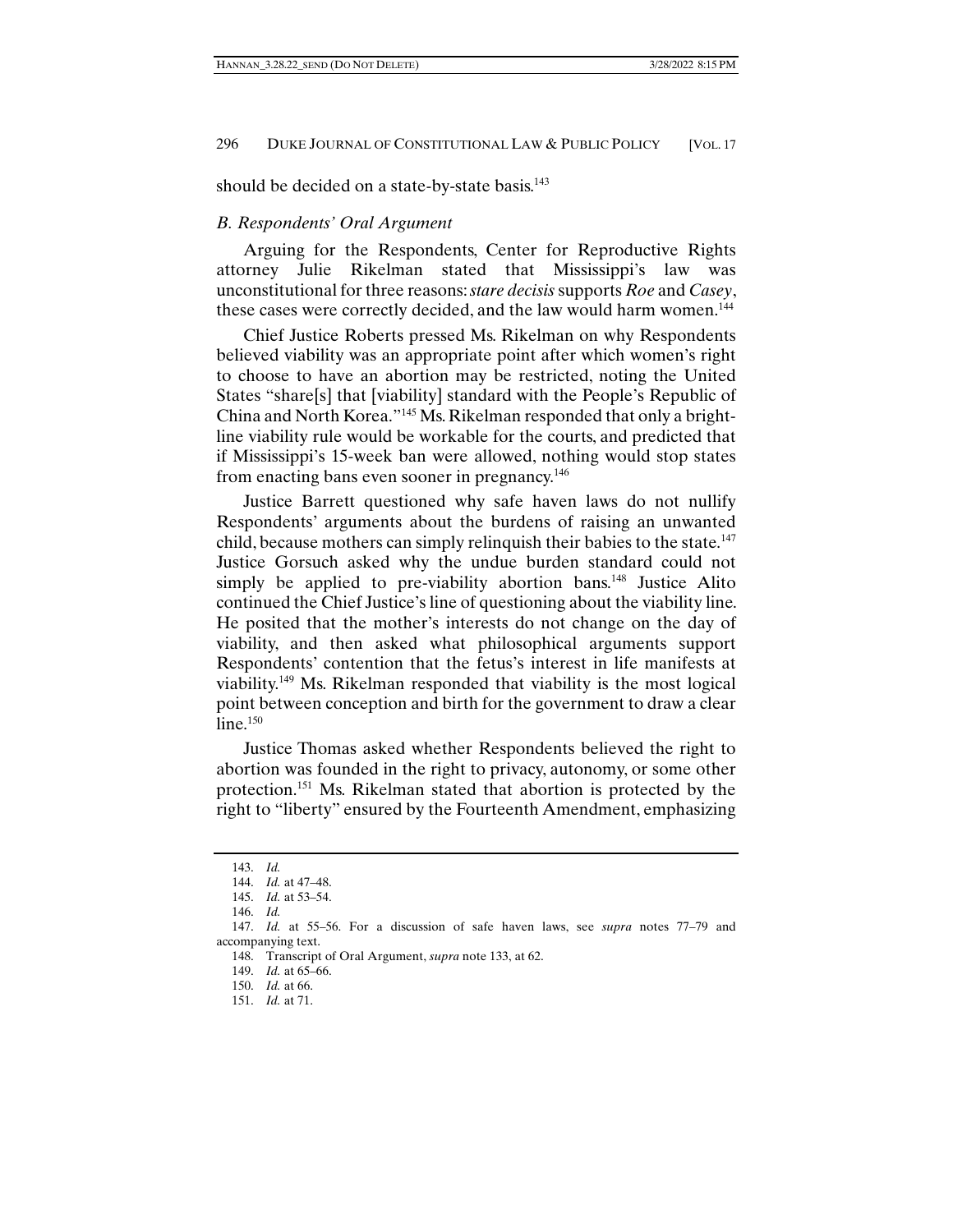should be decided on a state-by-state basis.[143]

### *B. Respondents' Oral Argument*

Arguing for the Respondents, Center for Reproductive Rights attorney Julie Rikelman stated that Mississippi's law was unconstitutional for three reasons: *stare decisis* supports *Roe* and *Casey*, these cases were correctly decided, and the law would harm women.[144]

Chief Justice Roberts pressed Ms. Rikelman on why Respondents believed viability was an appropriate point after which women's right to choose to have an abortion may be restricted, noting the United States "share[s] that [viability] standard with the People's Republic of China and North Korea."[145] Ms. Rikelman responded that only a bright-line viability rule would be workable for the courts, and predicted that if Mississippi's 15-week ban were allowed, nothing would stop states from enacting bans even sooner in pregnancy.[146]

Justice Barrett questioned why safe haven laws do not nullify Respondents' arguments about the burdens of raising an unwanted child, because mothers can simply relinquish their babies to the state.[147] Justice Gorsuch asked why the undue burden standard could not simply be applied to pre-viability abortion bans.[148] Justice Alito continued the Chief Justice's line of questioning about the viability line. He posited that the mother's interests do not change on the day of viability, and then asked what philosophical arguments support Respondents' contention that the fetus's interest in life manifests at viability.[149] Ms. Rikelman responded that viability is the most logical point between conception and birth for the government to draw a clear line.[150]

Justice Thomas asked whether Respondents believed the right to abortion was founded in the right to privacy, autonomy, or some other protection.[151] Ms. Rikelman stated that abortion is protected by the right to "liberty" ensured by the Fourteenth Amendment, emphasizing

---

143. *Id.*

144. *Id.* at 47–48.

145. *Id.* at 53–54.

146. *Id.*

147. *Id.* at 55–56. For a discussion of safe haven laws, see *supra* notes 77–79 and accompanying text.

148. Transcript of Oral Argument, *supra* note 133, at 62.

149. *Id.* at 65–66.

150. *Id.* at 66.

151. *Id.* at 71.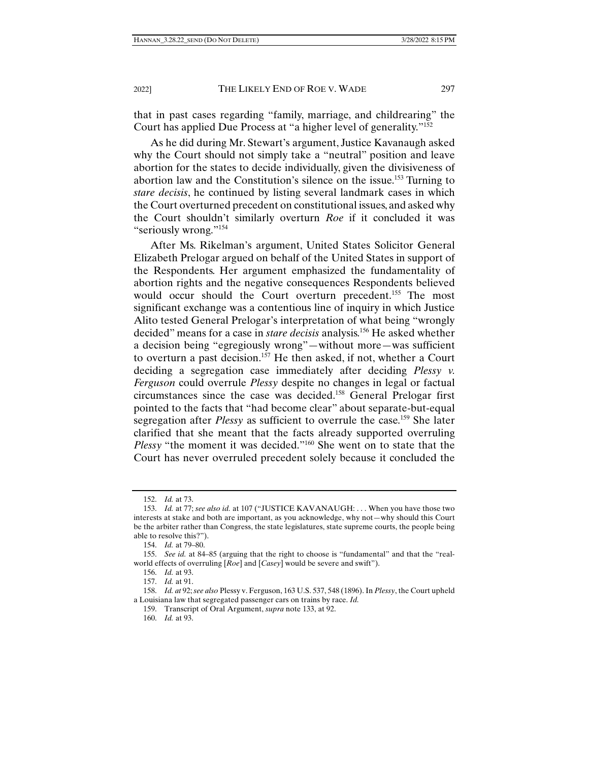that in past cases regarding "family, marriage, and childrearing" the Court has applied Due Process at "a higher level of generality."[152]

As he did during Mr. Stewart's argument, Justice Kavanaugh asked why the Court should not simply take a "neutral" position and leave abortion for the states to decide individually, given the divisiveness of abortion law and the Constitution's silence on the issue.[153] Turning to *stare decisis*, he continued by listing several landmark cases in which the Court overturned precedent on constitutional issues, and asked why the Court shouldn't similarly overturn *Roe* if it concluded it was "seriously wrong."[154]

After Ms. Rikelman's argument, United States Solicitor General Elizabeth Prelogar argued on behalf of the United States in support of the Respondents. Her argument emphasized the fundamentality of abortion rights and the negative consequences Respondents believed would occur should the Court overturn precedent.[155] The most significant exchange was a contentious line of inquiry in which Justice Alito tested General Prelogar's interpretation of what being "wrongly decided" means for a case in *stare decisis* analysis.[156] He asked whether a decision being "egregiously wrong"—without more—was sufficient to overturn a past decision.[157] He then asked, if not, whether a Court deciding a segregation case immediately after deciding *Plessy v. Ferguson* could overrule *Plessy* despite no changes in legal or factual circumstances since the case was decided.[158] General Prelogar first pointed to the facts that "had become clear" about separate-but-equal segregation after *Plessy* as sufficient to overrule the case.[159] She later clarified that she meant that the facts already supported overruling *Plessy* "the moment it was decided."[160] She went on to state that the Court has never overruled precedent solely because it concluded the

---

152. *Id.* at 73.

153. *Id.* at 77; *see also id.* at 107 ("JUSTICE KAVANAUGH: . . . When you have those two interests at stake and both are important, as you acknowledge, why not—why should this Court be the arbiter rather than Congress, the state legislatures, state supreme courts, the people being able to resolve this?").

154. *Id.* at 79–80.

155. *See id.* at 84–85 (arguing that the right to choose is "fundamental" and that the "real-world effects of overruling [*Roe*] and [*Casey*] would be severe and swift").

156. *Id.* at 93.

157. *Id.* at 91.

158. *Id. at* 92; *see also* Plessy v. Ferguson, 163 U.S. 537, 548 (1896). In *Plessy*, the Court upheld a Louisiana law that segregated passenger cars on trains by race. *Id.*

159. Transcript of Oral Argument, *supra* note 133, at 92.

160. *Id.* at 93.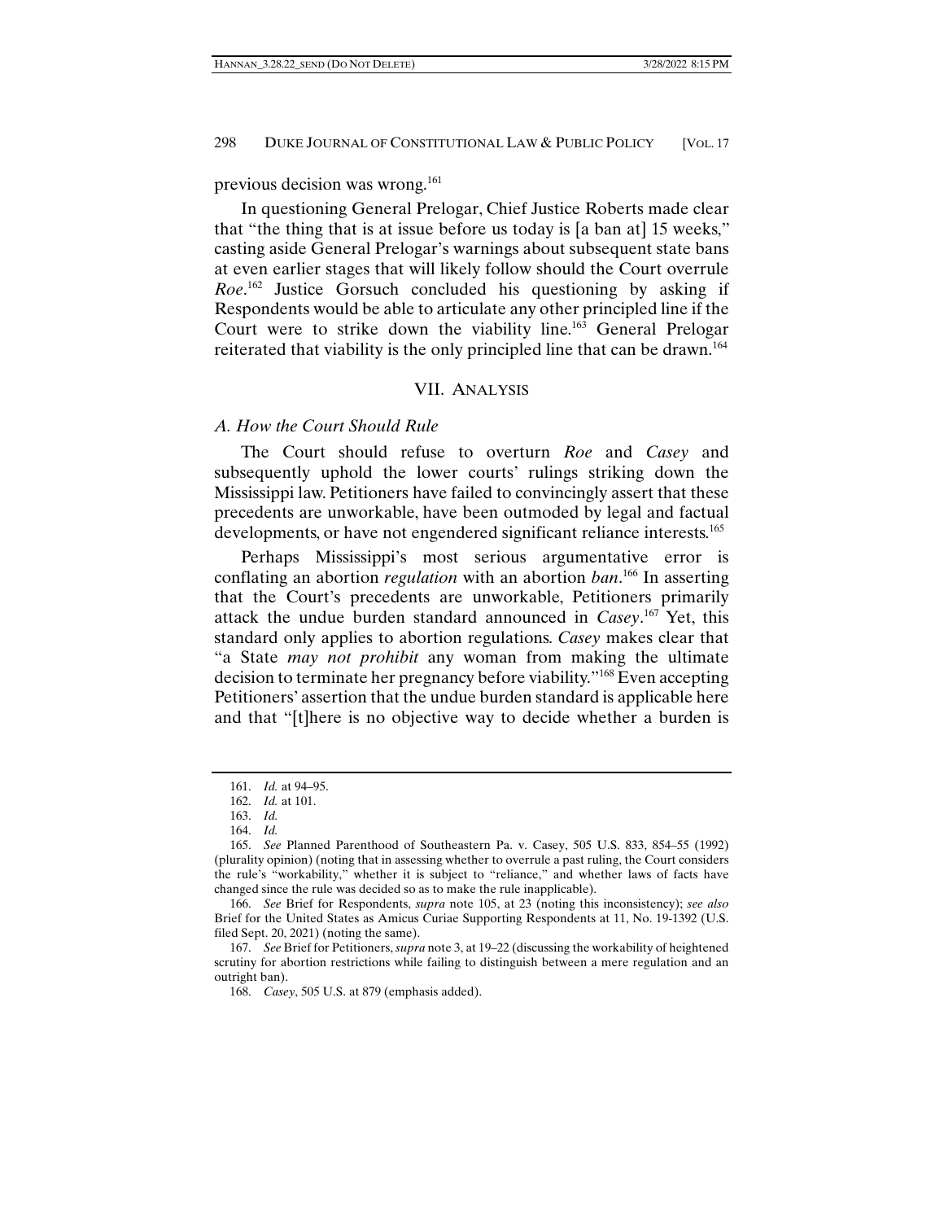previous decision was wrong.[161]

In questioning General Prelogar, Chief Justice Roberts made clear that "the thing that is at issue before us today is [a ban at] 15 weeks," casting aside General Prelogar's warnings about subsequent state bans at even earlier stages that will likely follow should the Court overrule *Roe*.[162] Justice Gorsuch concluded his questioning by asking if Respondents would be able to articulate any other principled line if the Court were to strike down the viability line.[163] General Prelogar reiterated that viability is the only principled line that can be drawn.[164]

## VII. ANALYSIS

### *A. How the Court Should Rule*

The Court should refuse to overturn *Roe* and *Casey* and subsequently uphold the lower courts' rulings striking down the Mississippi law. Petitioners have failed to convincingly assert that these precedents are unworkable, have been outmoded by legal and factual developments, or have not engendered significant reliance interests.[165]

Perhaps Mississippi's most serious argumentative error is conflating an abortion *regulation* with an abortion *ban*.[166] In asserting that the Court's precedents are unworkable, Petitioners primarily attack the undue burden standard announced in *Casey*.[167] Yet, this standard only applies to abortion regulations. *Casey* makes clear that "a State *may not prohibit* any woman from making the ultimate decision to terminate her pregnancy before viability."[168] Even accepting Petitioners' assertion that the undue burden standard is applicable here and that "[t]here is no objective way to decide whether a burden is

---

161. *Id.* at 94–95.

162. *Id.* at 101.

163. *Id.*

164. *Id.*

165. *See* Planned Parenthood of Southeastern Pa. v. Casey, 505 U.S. 833, 854–55 (1992) (plurality opinion) (noting that in assessing whether to overrule a past ruling, the Court considers the rule's "workability," whether it is subject to "reliance," and whether laws of facts have changed since the rule was decided so as to make the rule inapplicable).

166. *See* Brief for Respondents, *supra* note 105, at 23 (noting this inconsistency); *see also* Brief for the United States as Amicus Curiae Supporting Respondents at 11, No. 19-1392 (U.S. filed Sept. 20, 2021) (noting the same).

167. *See* Brief for Petitioners, *supra* note 3, at 19–22 (discussing the workability of heightened scrutiny for abortion restrictions while failing to distinguish between a mere regulation and an outright ban).

168. *Casey*, 505 U.S. at 879 (emphasis added).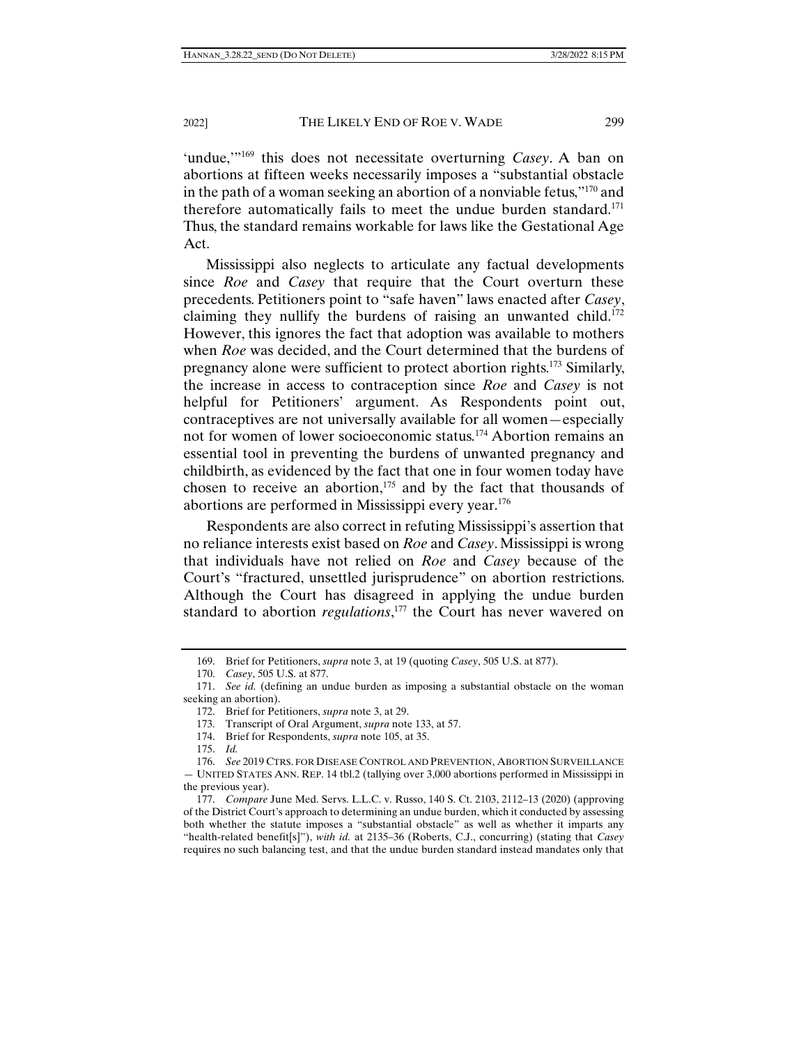'undue,'"[169] this does not necessitate overturning *Casey*. A ban on abortions at fifteen weeks necessarily imposes a "substantial obstacle in the path of a woman seeking an abortion of a nonviable fetus,"[170] and therefore automatically fails to meet the undue burden standard.[171] Thus, the standard remains workable for laws like the Gestational Age Act.

Mississippi also neglects to articulate any factual developments since *Roe* and *Casey* that require that the Court overturn these precedents. Petitioners point to "safe haven" laws enacted after *Casey*, claiming they nullify the burdens of raising an unwanted child.[172] However, this ignores the fact that adoption was available to mothers when *Roe* was decided, and the Court determined that the burdens of pregnancy alone were sufficient to protect abortion rights.[173] Similarly, the increase in access to contraception since *Roe* and *Casey* is not helpful for Petitioners' argument. As Respondents point out, contraceptives are not universally available for all women—especially not for women of lower socioeconomic status.[174] Abortion remains an essential tool in preventing the burdens of unwanted pregnancy and childbirth, as evidenced by the fact that one in four women today have chosen to receive an abortion,[175] and by the fact that thousands of abortions are performed in Mississippi every year.[176]

Respondents are also correct in refuting Mississippi's assertion that no reliance interests exist based on *Roe* and *Casey*. Mississippi is wrong that individuals have not relied on *Roe* and *Casey* because of the Court's "fractured, unsettled jurisprudence" on abortion restrictions. Although the Court has disagreed in applying the undue burden standard to abortion *regulations*,[177] the Court has never wavered on

---

169. Brief for Petitioners, *supra* note 3, at 19 (quoting *Casey*, 505 U.S. at 877).

170. *Casey*, 505 U.S. at 877.

171. *See id.* (defining an undue burden as imposing a substantial obstacle on the woman seeking an abortion).

172. Brief for Petitioners, *supra* note 3, at 29.

173. Transcript of Oral Argument, *supra* note 133, at 57.

174. Brief for Respondents, *supra* note 105, at 35.

175. *Id.*

176. *See* 2019 CTRS. FOR DISEASE CONTROL AND PREVENTION, ABORTION SURVEILLANCE — UNITED STATES ANN. REP. 14 tbl.2 (tallying over 3,000 abortions performed in Mississippi in the previous year).

177. *Compare* June Med. Servs. L.L.C. v. Russo, 140 S. Ct. 2103, 2112–13 (2020) (approving of the District Court's approach to determining an undue burden, which it conducted by assessing both whether the statute imposes a "substantial obstacle" as well as whether it imparts any "health-related benefit[s]"), *with id.* at 2135–36 (Roberts, C.J., concurring) (stating that *Casey* requires no such balancing test, and that the undue burden standard instead mandates only that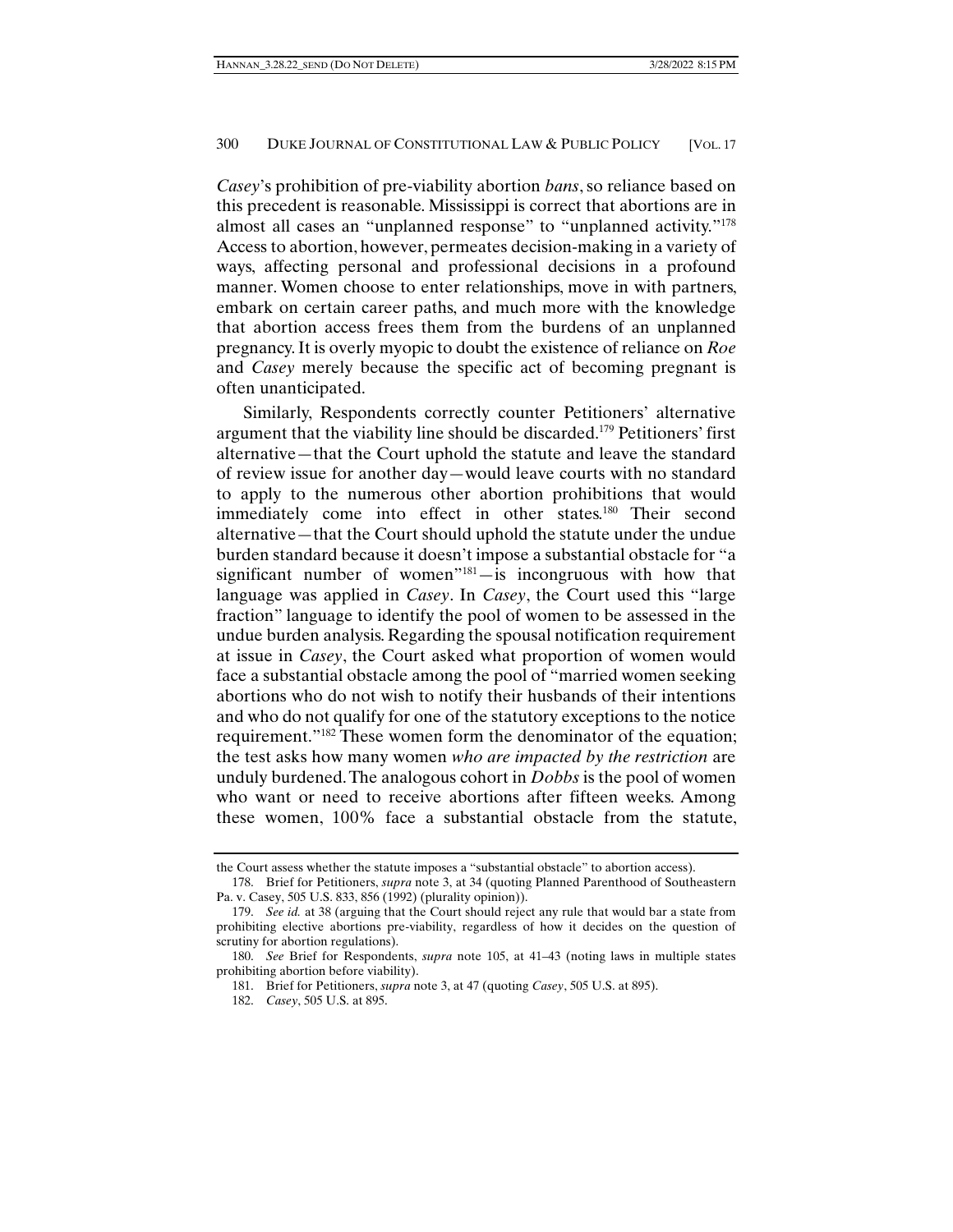*Casey*'s prohibition of pre-viability abortion *bans*, so reliance based on this precedent is reasonable. Mississippi is correct that abortions are in almost all cases an "unplanned response" to "unplanned activity."[178] Access to abortion, however, permeates decision-making in a variety of ways, affecting personal and professional decisions in a profound manner. Women choose to enter relationships, move in with partners, embark on certain career paths, and much more with the knowledge that abortion access frees them from the burdens of an unplanned pregnancy. It is overly myopic to doubt the existence of reliance on *Roe* and *Casey* merely because the specific act of becoming pregnant is often unanticipated.

Similarly, Respondents correctly counter Petitioners' alternative argument that the viability line should be discarded.[179] Petitioners' first alternative—that the Court uphold the statute and leave the standard of review issue for another day—would leave courts with no standard to apply to the numerous other abortion prohibitions that would immediately come into effect in other states.[180] Their second alternative—that the Court should uphold the statute under the undue burden standard because it doesn't impose a substantial obstacle for "a significant number of women"[181]—is incongruous with how that language was applied in *Casey*. In *Casey*, the Court used this "large fraction" language to identify the pool of women to be assessed in the undue burden analysis. Regarding the spousal notification requirement at issue in *Casey*, the Court asked what proportion of women would face a substantial obstacle among the pool of "married women seeking abortions who do not wish to notify their husbands of their intentions and who do not qualify for one of the statutory exceptions to the notice requirement."[182] These women form the denominator of the equation; the test asks how many women *who are impacted by the restriction* are unduly burdened. The analogous cohort in *Dobbs* is the pool of women who want or need to receive abortions after fifteen weeks. Among these women, 100% face a substantial obstacle from the statute,

---

the Court assess whether the statute imposes a "substantial obstacle" to abortion access).

178. Brief for Petitioners, *supra* note 3, at 34 (quoting Planned Parenthood of Southeastern Pa. v. Casey, 505 U.S. 833, 856 (1992) (plurality opinion)).

179. *See id.* at 38 (arguing that the Court should reject any rule that would bar a state from prohibiting elective abortions pre-viability, regardless of how it decides on the question of scrutiny for abortion regulations).

180. *See* Brief for Respondents, *supra* note 105, at 41–43 (noting laws in multiple states prohibiting abortion before viability).

181. Brief for Petitioners, *supra* note 3, at 47 (quoting *Casey*, 505 U.S. at 895).

182. *Casey*, 505 U.S. at 895.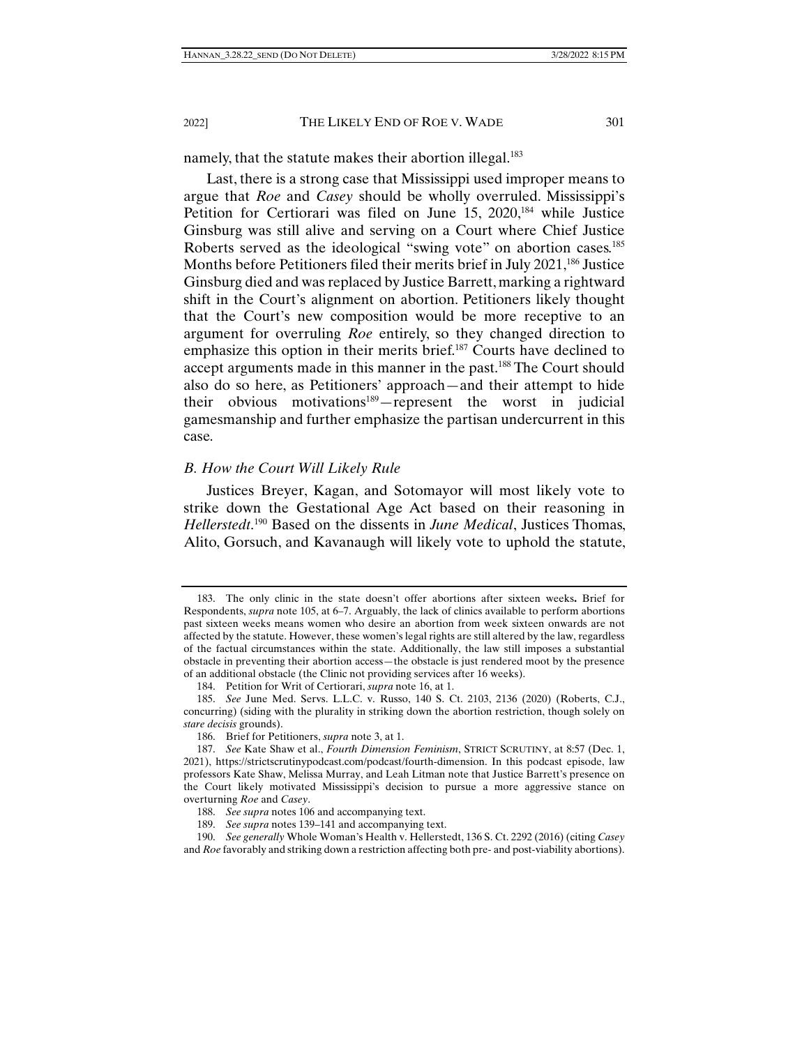namely, that the statute makes their abortion illegal.[183]

Last, there is a strong case that Mississippi used improper means to argue that *Roe* and *Casey* should be wholly overruled. Mississippi's Petition for Certiorari was filed on June 15, 2020,[184] while Justice Ginsburg was still alive and serving on a Court where Chief Justice Roberts served as the ideological "swing vote" on abortion cases.[185] Months before Petitioners filed their merits brief in July 2021,[186] Justice Ginsburg died and was replaced by Justice Barrett, marking a rightward shift in the Court's alignment on abortion. Petitioners likely thought that the Court's new composition would be more receptive to an argument for overruling *Roe* entirely, so they changed direction to emphasize this option in their merits brief.[187] Courts have declined to accept arguments made in this manner in the past.[188] The Court should also do so here, as Petitioners' approach—and their attempt to hide their obvious motivations[189]—represent the worst in judicial gamesmanship and further emphasize the partisan undercurrent in this case.

### *B. How the Court Will Likely Rule*

Justices Breyer, Kagan, and Sotomayor will most likely vote to strike down the Gestational Age Act based on their reasoning in *Hellerstedt*.[190] Based on the dissents in *June Medical*, Justices Thomas, Alito, Gorsuch, and Kavanaugh will likely vote to uphold the statute,

---

183. The only clinic in the state doesn't offer abortions after sixteen weeks**.** Brief for Respondents, *supra* note 105, at 6–7. Arguably, the lack of clinics available to perform abortions past sixteen weeks means women who desire an abortion from week sixteen onwards are not affected by the statute. However, these women's legal rights are still altered by the law, regardless of the factual circumstances within the state. Additionally, the law still imposes a substantial obstacle in preventing their abortion access—the obstacle is just rendered moot by the presence of an additional obstacle (the Clinic not providing services after 16 weeks).

184. Petition for Writ of Certiorari, *supra* note 16, at 1.

185. *See* June Med. Servs. L.L.C. v. Russo, 140 S. Ct. 2103, 2136 (2020) (Roberts, C.J., concurring) (siding with the plurality in striking down the abortion restriction, though solely on *stare decisis* grounds).

186. Brief for Petitioners, *supra* note 3, at 1.

187. *See* Kate Shaw et al., *Fourth Dimension Feminism*, STRICT SCRUTINY, at 8:57 (Dec. 1, 2021), https://strictscrutinypodcast.com/podcast/fourth-dimension. In this podcast episode, law professors Kate Shaw, Melissa Murray, and Leah Litman note that Justice Barrett's presence on the Court likely motivated Mississippi's decision to pursue a more aggressive stance on overturning *Roe* and *Casey*.

188. *See supra* notes 106 and accompanying text.

189. *See supra* notes 139–141 and accompanying text.

190. *See generally* Whole Woman's Health v. Hellerstedt, 136 S. Ct. 2292 (2016) (citing *Casey* and *Roe* favorably and striking down a restriction affecting both pre- and post-viability abortions).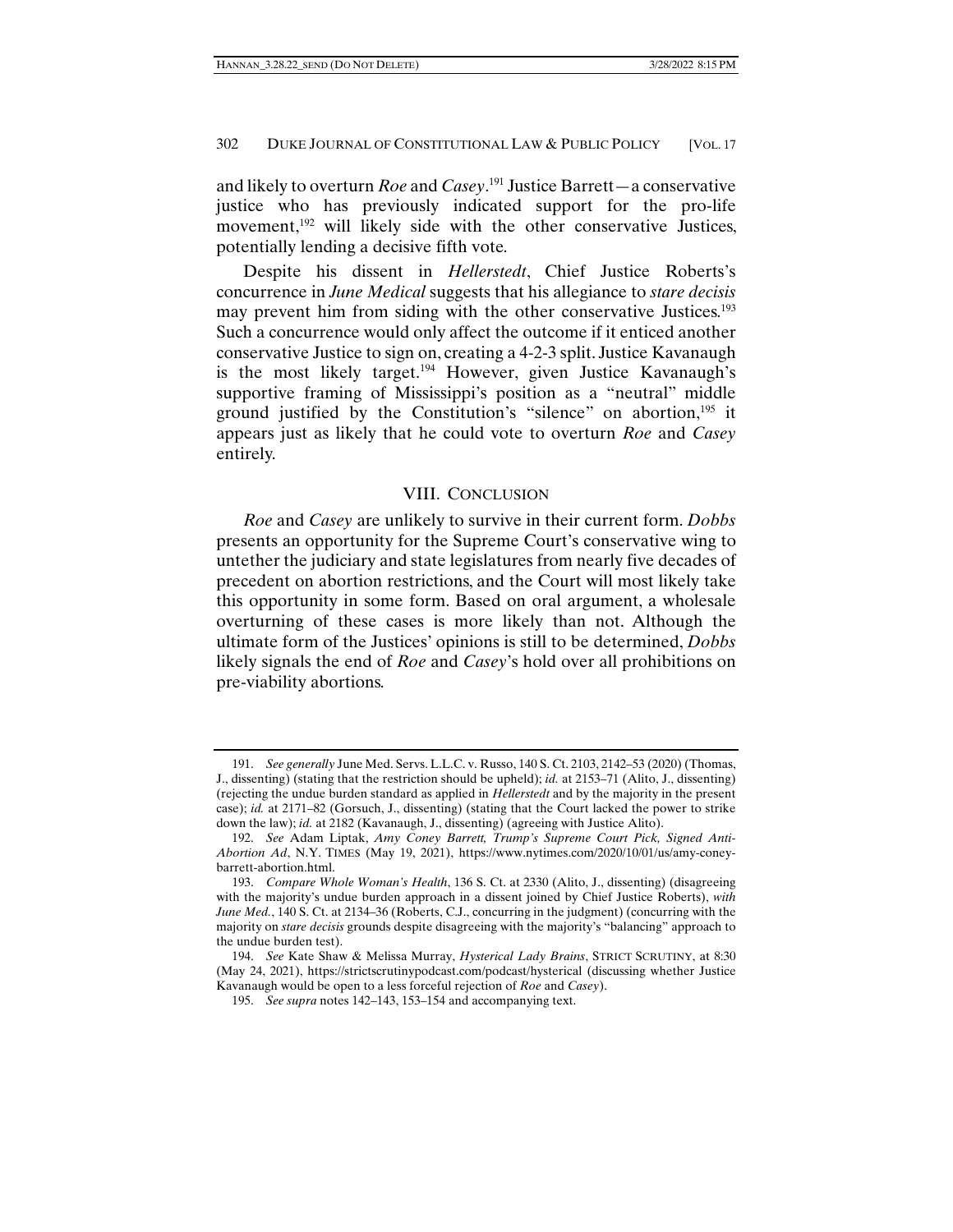and likely to overturn *Roe* and *Casey*.[191] Justice Barrett—a conservative justice who has previously indicated support for the pro-life movement,[192] will likely side with the other conservative Justices, potentially lending a decisive fifth vote.

Despite his dissent in *Hellerstedt*, Chief Justice Roberts's concurrence in *June Medical* suggests that his allegiance to *stare decisis* may prevent him from siding with the other conservative Justices.[193] Such a concurrence would only affect the outcome if it enticed another conservative Justice to sign on, creating a 4-2-3 split. Justice Kavanaugh is the most likely target.[194] However, given Justice Kavanaugh's supportive framing of Mississippi's position as a "neutral" middle ground justified by the Constitution's "silence" on abortion,[195] it appears just as likely that he could vote to overturn *Roe* and *Casey* entirely.

## VIII. CONCLUSION

*Roe* and *Casey* are unlikely to survive in their current form. *Dobbs* presents an opportunity for the Supreme Court's conservative wing to untether the judiciary and state legislatures from nearly five decades of precedent on abortion restrictions, and the Court will most likely take this opportunity in some form. Based on oral argument, a wholesale overturning of these cases is more likely than not. Although the ultimate form of the Justices' opinions is still to be determined, *Dobbs* likely signals the end of *Roe* and *Casey*'s hold over all prohibitions on pre-viability abortions.

---

191. *See generally* June Med. Servs. L.L.C. v. Russo, 140 S. Ct. 2103, 2142–53 (2020) (Thomas, J., dissenting) (stating that the restriction should be upheld); *id.* at 2153–71 (Alito, J., dissenting) (rejecting the undue burden standard as applied in *Hellerstedt* and by the majority in the present case); *id.* at 2171–82 (Gorsuch, J., dissenting) (stating that the Court lacked the power to strike down the law); *id.* at 2182 (Kavanaugh, J., dissenting) (agreeing with Justice Alito).

192. *See* Adam Liptak, *Amy Coney Barrett, Trump's Supreme Court Pick, Signed Anti-Abortion Ad*, N.Y. TIMES (May 19, 2021), https://www.nytimes.com/2020/10/01/us/amy-coney-barrett-abortion.html.

193. *Compare Whole Woman's Health*, 136 S. Ct. at 2330 (Alito, J., dissenting) (disagreeing with the majority's undue burden approach in a dissent joined by Chief Justice Roberts), *with June Med.*, 140 S. Ct. at 2134–36 (Roberts, C.J., concurring in the judgment) (concurring with the majority on *stare decisis* grounds despite disagreeing with the majority's "balancing" approach to the undue burden test).

194. *See* Kate Shaw & Melissa Murray, *Hysterical Lady Brains*, STRICT SCRUTINY, at 8:30 (May 24, 2021), https://strictscrutinypodcast.com/podcast/hysterical (discussing whether Justice Kavanaugh would be open to a less forceful rejection of *Roe* and *Casey*).

195. *See supra* notes 142–143, 153–154 and accompanying text.